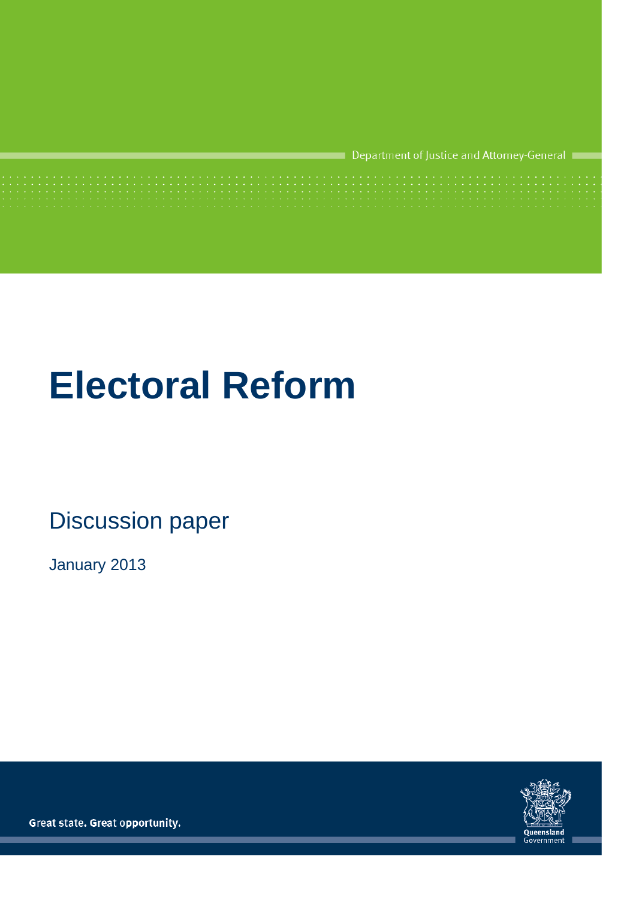Department of Justice and Attorney-General

# Electoral Reform

## Discussion paper

January 2013

Great state. Great opportunity.

Queensland Government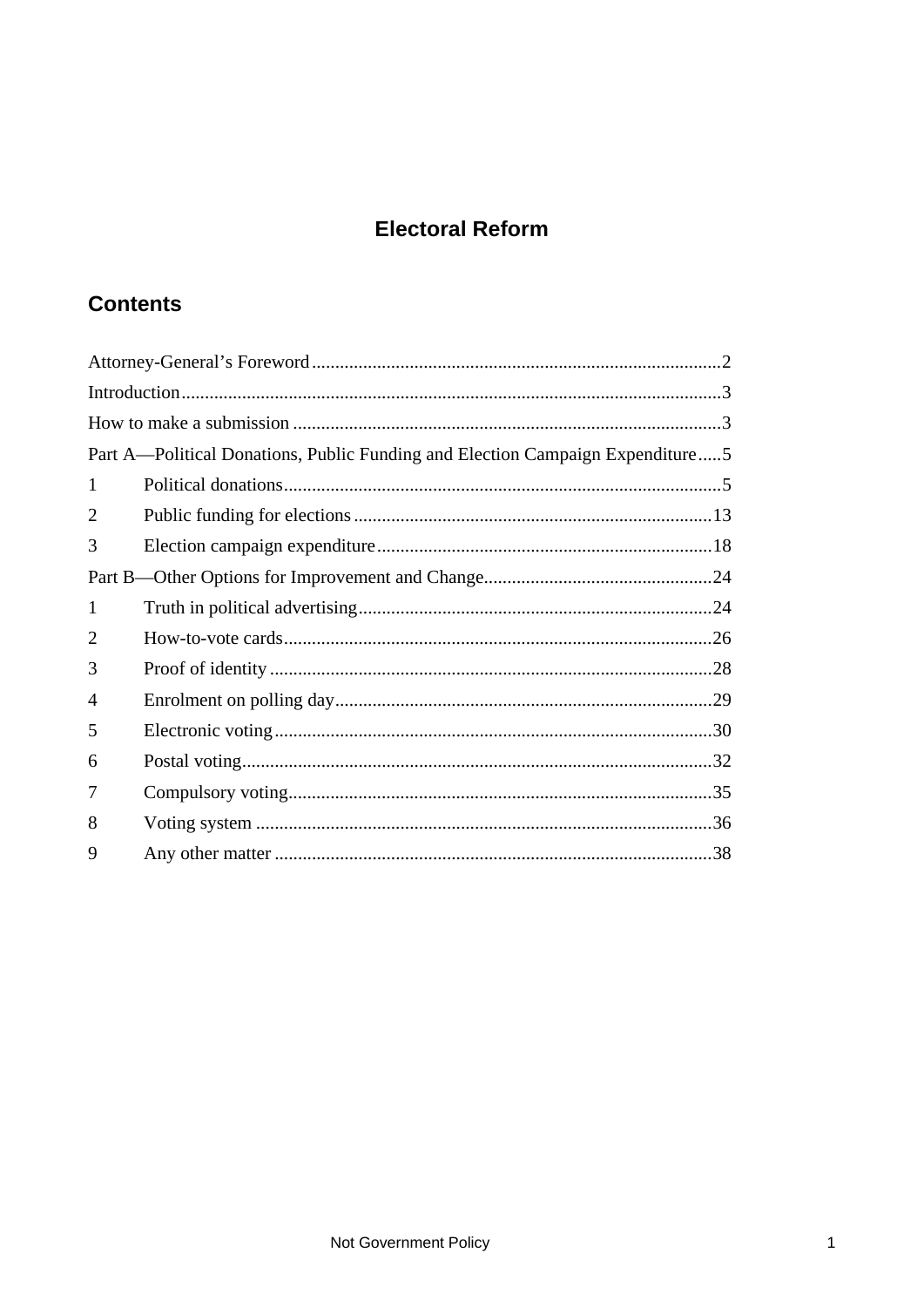# Electoral Reform

## Contents

Attorney-General's Foreword ........................................................................................2

Introduction ...................................................................................................................3

How to make a submission ............................................................................................3

Part A—Political Donations, Public Funding and Election Campaign Expenditure.....5

1 Political donations.............................................................................................5

2 Public funding for elections .............................................................................13

3 Election campaign expenditure........................................................................18

Part B—Other Options for Improvement and Change.................................................24

1 Truth in political advertising............................................................................24

2 How-to-vote cards............................................................................................26

3 Proof of identity ...............................................................................................28

4 Enrolment on polling day.................................................................................29

5 Electronic voting ..............................................................................................30

6 Postal voting.....................................................................................................32

7 Compulsory voting...........................................................................................35

8 Voting system ..................................................................................................36

9 Any other matter ..............................................................................................38

Not Government Policy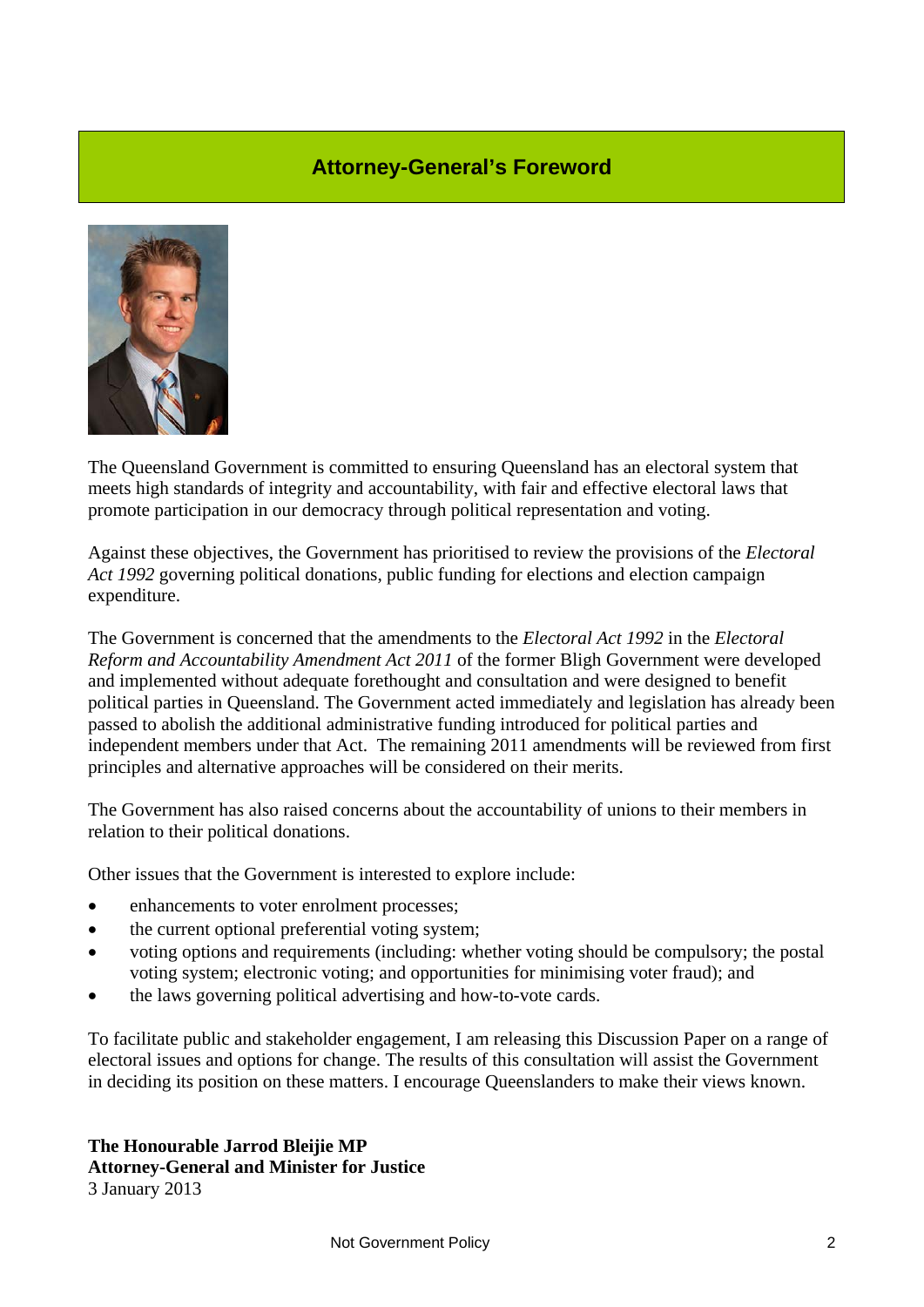## Attorney-General's Foreword

The Queensland Government is committed to ensuring Queensland has an electoral system that meets high standards of integrity and accountability, with fair and effective electoral laws that promote participation in our democracy through political representation and voting.

Against these objectives, the Government has prioritised to review the provisions of the *Electoral Act 1992* governing political donations, public funding for elections and election campaign expenditure.

The Government is concerned that the amendments to the *Electoral Act 1992* in the *Electoral Reform and Accountability Amendment Act 2011* of the former Bligh Government were developed and implemented without adequate forethought and consultation and were designed to benefit political parties in Queensland. The Government acted immediately and legislation has already been passed to abolish the additional administrative funding introduced for political parties and independent members under that Act. The remaining 2011 amendments will be reviewed from first principles and alternative approaches will be considered on their merits.

The Government has also raised concerns about the accountability of unions to their members in relation to their political donations.

Other issues that the Government is interested to explore include:

- enhancements to voter enrolment processes;
- the current optional preferential voting system;
- voting options and requirements (including: whether voting should be compulsory; the postal voting system; electronic voting; and opportunities for minimising voter fraud); and
- the laws governing political advertising and how-to-vote cards.

To facilitate public and stakeholder engagement, I am releasing this Discussion Paper on a range of electoral issues and options for change. The results of this consultation will assist the Government in deciding its position on these matters. I encourage Queenslanders to make their views known.

**The Honourable Jarrod Bleijie MP**
**Attorney-General and Minister for Justice**
3 January 2013

Not Government Policy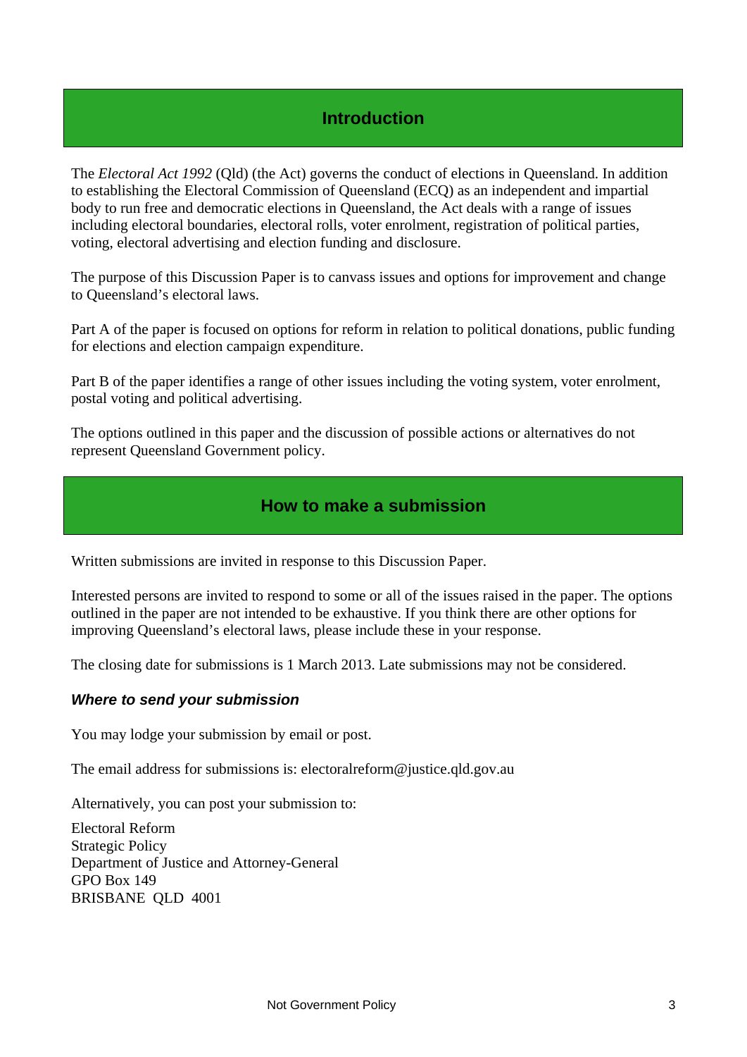## Introduction

The *Electoral Act 1992* (Qld) (the Act) governs the conduct of elections in Queensland. In addition to establishing the Electoral Commission of Queensland (ECQ) as an independent and impartial body to run free and democratic elections in Queensland, the Act deals with a range of issues including electoral boundaries, electoral rolls, voter enrolment, registration of political parties, voting, electoral advertising and election funding and disclosure.

The purpose of this Discussion Paper is to canvass issues and options for improvement and change to Queensland's electoral laws.

Part A of the paper is focused on options for reform in relation to political donations, public funding for elections and election campaign expenditure.

Part B of the paper identifies a range of other issues including the voting system, voter enrolment, postal voting and political advertising.

The options outlined in this paper and the discussion of possible actions or alternatives do not represent Queensland Government policy.

## How to make a submission

Written submissions are invited in response to this Discussion Paper.

Interested persons are invited to respond to some or all of the issues raised in the paper. The options outlined in the paper are not intended to be exhaustive. If you think there are other options for improving Queensland's electoral laws, please include these in your response.

The closing date for submissions is 1 March 2013. Late submissions may not be considered.

### *Where to send your submission*

You may lodge your submission by email or post.

The email address for submissions is: electoralreform@justice.qld.gov.au

Alternatively, you can post your submission to:

Electoral Reform
Strategic Policy
Department of Justice and Attorney-General
GPO Box 149
BRISBANE QLD 4001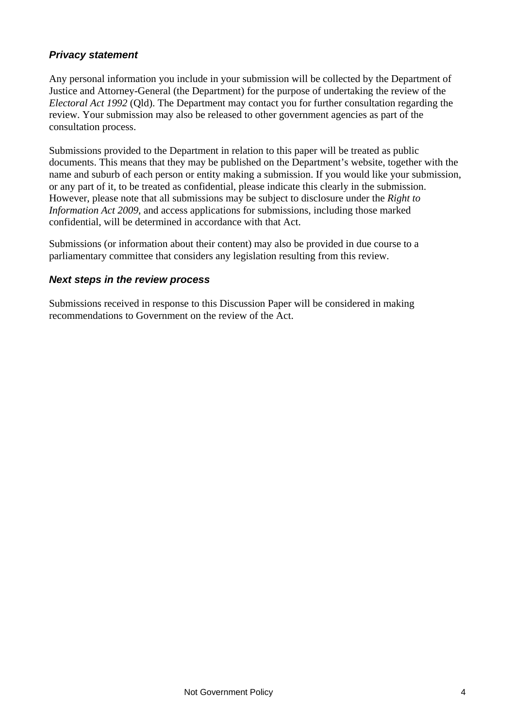### *Privacy statement*

Any personal information you include in your submission will be collected by the Department of Justice and Attorney-General (the Department) for the purpose of undertaking the review of the *Electoral Act 1992* (Qld). The Department may contact you for further consultation regarding the review. Your submission may also be released to other government agencies as part of the consultation process.

Submissions provided to the Department in relation to this paper will be treated as public documents. This means that they may be published on the Department's website, together with the name and suburb of each person or entity making a submission. If you would like your submission, or any part of it, to be treated as confidential, please indicate this clearly in the submission. However, please note that all submissions may be subject to disclosure under the *Right to Information Act 2009*, and access applications for submissions, including those marked confidential, will be determined in accordance with that Act.

Submissions (or information about their content) may also be provided in due course to a parliamentary committee that considers any legislation resulting from this review.

### *Next steps in the review process*

Submissions received in response to this Discussion Paper will be considered in making recommendations to Government on the review of the Act.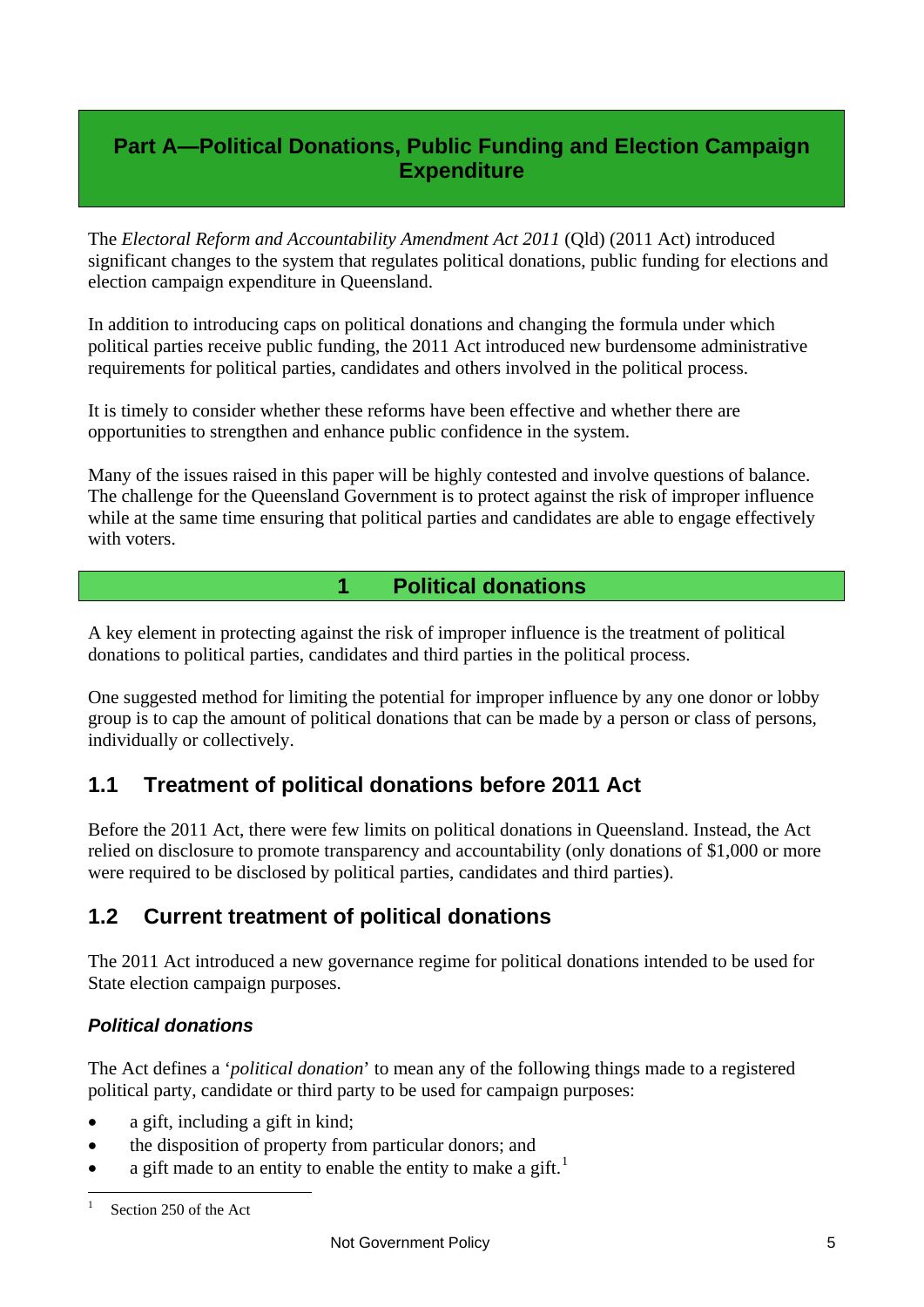# Part A—Political Donations, Public Funding and Election Campaign Expenditure

The *Electoral Reform and Accountability Amendment Act 2011* (Qld) (2011 Act) introduced significant changes to the system that regulates political donations, public funding for elections and election campaign expenditure in Queensland.

In addition to introducing caps on political donations and changing the formula under which political parties receive public funding, the 2011 Act introduced new burdensome administrative requirements for political parties, candidates and others involved in the political process.

It is timely to consider whether these reforms have been effective and whether there are opportunities to strengthen and enhance public confidence in the system.

Many of the issues raised in this paper will be highly contested and involve questions of balance. The challenge for the Queensland Government is to protect against the risk of improper influence while at the same time ensuring that political parties and candidates are able to engage effectively with voters.

## 1 Political donations

A key element in protecting against the risk of improper influence is the treatment of political donations to political parties, candidates and third parties in the political process.

One suggested method for limiting the potential for improper influence by any one donor or lobby group is to cap the amount of political donations that can be made by a person or class of persons, individually or collectively.

### 1.1 Treatment of political donations before 2011 Act

Before the 2011 Act, there were few limits on political donations in Queensland. Instead, the Act relied on disclosure to promote transparency and accountability (only donations of $1,000 or more were required to be disclosed by political parties, candidates and third parties).

### 1.2 Current treatment of political donations

The 2011 Act introduced a new governance regime for political donations intended to be used for State election campaign purposes.

#### *Political donations*

The Act defines a '*political donation*' to mean any of the following things made to a registered political party, candidate or third party to be used for campaign purposes:

- a gift, including a gift in kind;
- the disposition of property from particular donors; and
- a gift made to an entity to enable the entity to make a gift.[1]

[1] Section 250 of the Act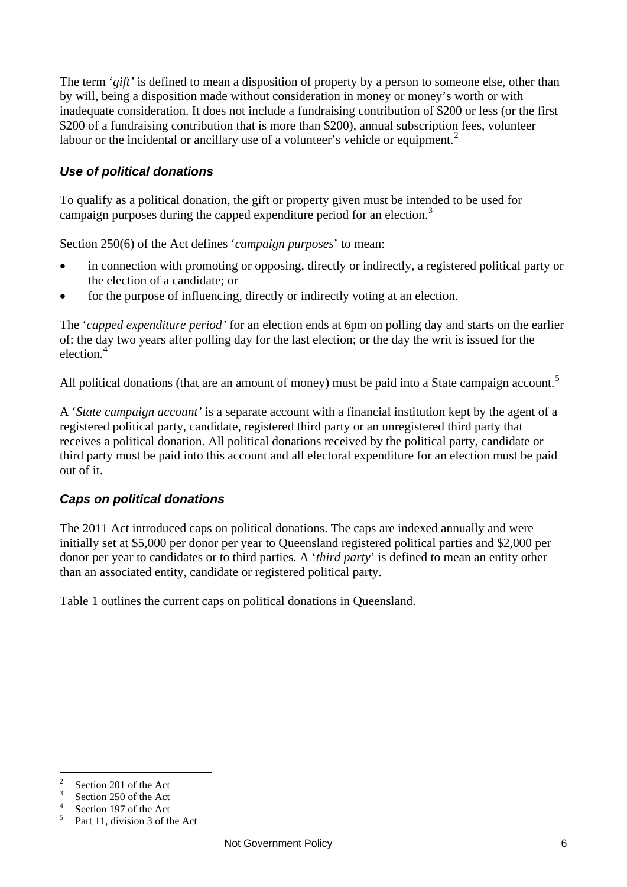The term '*gift'* is defined to mean a disposition of property by a person to someone else, other than by will, being a disposition made without consideration in money or money's worth or with inadequate consideration. It does not include a fundraising contribution of $200 or less (or the first $200 of a fundraising contribution that is more than $200), annual subscription fees, volunteer labour or the incidental or ancillary use of a volunteer's vehicle or equipment.[2]

### *Use of political donations*

To qualify as a political donation, the gift or property given must be intended to be used for campaign purposes during the capped expenditure period for an election.[3]

Section 250(6) of the Act defines '*campaign purposes*' to mean:

- in connection with promoting or opposing, directly or indirectly, a registered political party or the election of a candidate; or
- for the purpose of influencing, directly or indirectly voting at an election.

The '*capped expenditure period'* for an election ends at 6pm on polling day and starts on the earlier of: the day two years after polling day for the last election; or the day the writ is issued for the election.[4]

All political donations (that are an amount of money) must be paid into a State campaign account.[5]

A '*State campaign account'* is a separate account with a financial institution kept by the agent of a registered political party, candidate, registered third party or an unregistered third party that receives a political donation. All political donations received by the political party, candidate or third party must be paid into this account and all electoral expenditure for an election must be paid out of it.

### *Caps on political donations*

The 2011 Act introduced caps on political donations. The caps are indexed annually and were initially set at $5,000 per donor per year to Queensland registered political parties and $2,000 per donor per year to candidates or to third parties. A '*third party*' is defined to mean an entity other than an associated entity, candidate or registered political party.

Table 1 outlines the current caps on political donations in Queensland.

---

[2] Section 201 of the Act
[3] Section 250 of the Act
[4] Section 197 of the Act
[5] Part 11, division 3 of the Act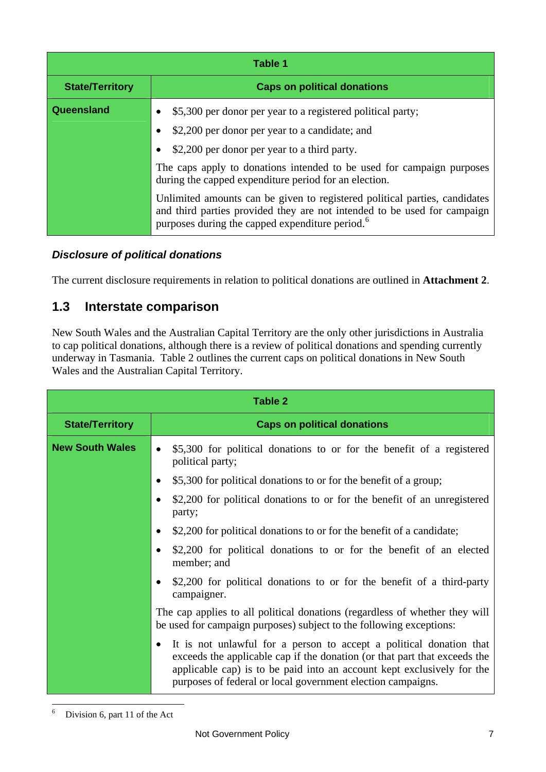| Table 1 | |
|---|---|
| **State/Territory** | **Caps on political donations** |
| **Queensland** | • $5,300 per donor per year to a registered political party;<br>• $2,200 per donor per year to a candidate; and<br>• $2,200 per donor per year to a third party.<br>The caps apply to donations intended to be used for campaign purposes during the capped expenditure period for an election.<br>Unlimited amounts can be given to registered political parties, candidates and third parties provided they are not intended to be used for campaign purposes during the capped expenditure period.[6] |

### *Disclosure of political donations*

The current disclosure requirements in relation to political donations are outlined in **Attachment 2**.

## 1.3 Interstate comparison

New South Wales and the Australian Capital Territory are the only other jurisdictions in Australia to cap political donations, although there is a review of political donations and spending currently underway in Tasmania. Table 2 outlines the current caps on political donations in New South Wales and the Australian Capital Territory.

| Table 2 | |
|---|---|
| **State/Territory** | **Caps on political donations** |
| **New South Wales** | • $5,300 for political donations to or for the benefit of a registered political party;<br>• $5,300 for political donations to or for the benefit of a group;<br>• $2,200 for political donations to or for the benefit of an unregistered party;<br>• $2,200 for political donations to or for the benefit of a candidate;<br>• $2,200 for political donations to or for the benefit of an elected member; and<br>• $2,200 for political donations to or for the benefit of a third-party campaigner.<br>The cap applies to all political donations (regardless of whether they will be used for campaign purposes) subject to the following exceptions:<br>• It is not unlawful for a person to accept a political donation that exceeds the applicable cap if the donation (or that part that exceeds the applicable cap) is to be paid into an account kept exclusively for the purposes of federal or local government election campaigns. |

[6] Division 6, part 11 of the Act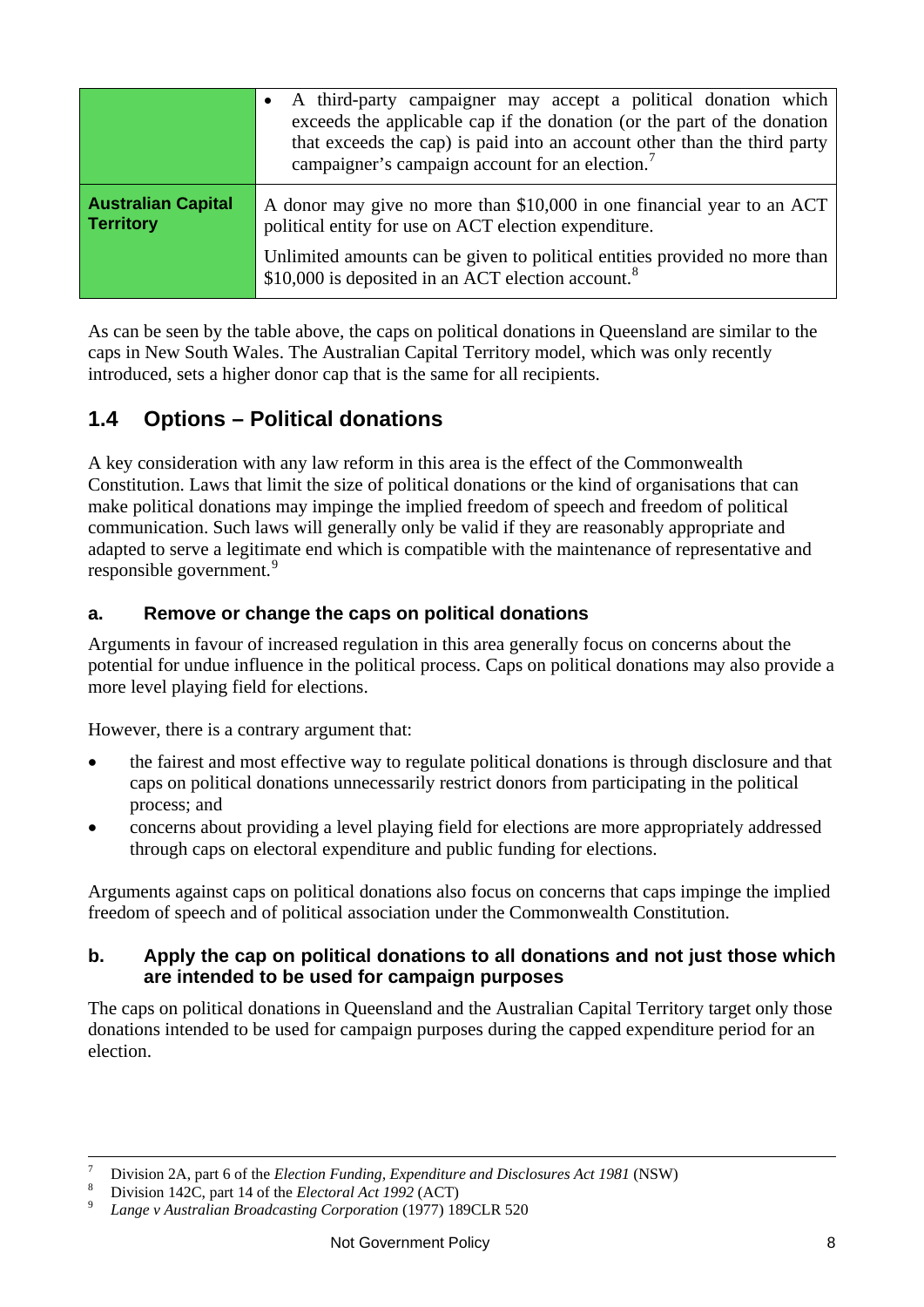| | |
|---|---|
| | • A third-party campaigner may accept a political donation which exceeds the applicable cap if the donation (or the part of the donation that exceeds the cap) is paid into an account other than the third party campaigner's campaign account for an election.[7] |
| **Australian Capital Territory** | A donor may give no more than $10,000 in one financial year to an ACT political entity for use on ACT election expenditure.<br><br>Unlimited amounts can be given to political entities provided no more than $10,000 is deposited in an ACT election account.[8] |

As can be seen by the table above, the caps on political donations in Queensland are similar to the caps in New South Wales. The Australian Capital Territory model, which was only recently introduced, sets a higher donor cap that is the same for all recipients.

## 1.4 Options – Political donations

A key consideration with any law reform in this area is the effect of the Commonwealth Constitution. Laws that limit the size of political donations or the kind of organisations that can make political donations may impinge the implied freedom of speech and freedom of political communication. Such laws will generally only be valid if they are reasonably appropriate and adapted to serve a legitimate end which is compatible with the maintenance of representative and responsible government.[9]

### a. Remove or change the caps on political donations

Arguments in favour of increased regulation in this area generally focus on concerns about the potential for undue influence in the political process. Caps on political donations may also provide a more level playing field for elections.

However, there is a contrary argument that:

- the fairest and most effective way to regulate political donations is through disclosure and that caps on political donations unnecessarily restrict donors from participating in the political process; and
- concerns about providing a level playing field for elections are more appropriately addressed through caps on electoral expenditure and public funding for elections.

Arguments against caps on political donations also focus on concerns that caps impinge the implied freedom of speech and of political association under the Commonwealth Constitution.

### b. Apply the cap on political donations to all donations and not just those which are intended to be used for campaign purposes

The caps on political donations in Queensland and the Australian Capital Territory target only those donations intended to be used for campaign purposes during the capped expenditure period for an election.

---

[7] Division 2A, part 6 of the *Election Funding, Expenditure and Disclosures Act 1981* (NSW)

[8] Division 142C, part 14 of the *Electoral Act 1992* (ACT)

[9] *Lange v Australian Broadcasting Corporation* (1977) 189CLR 520

Not Government Policy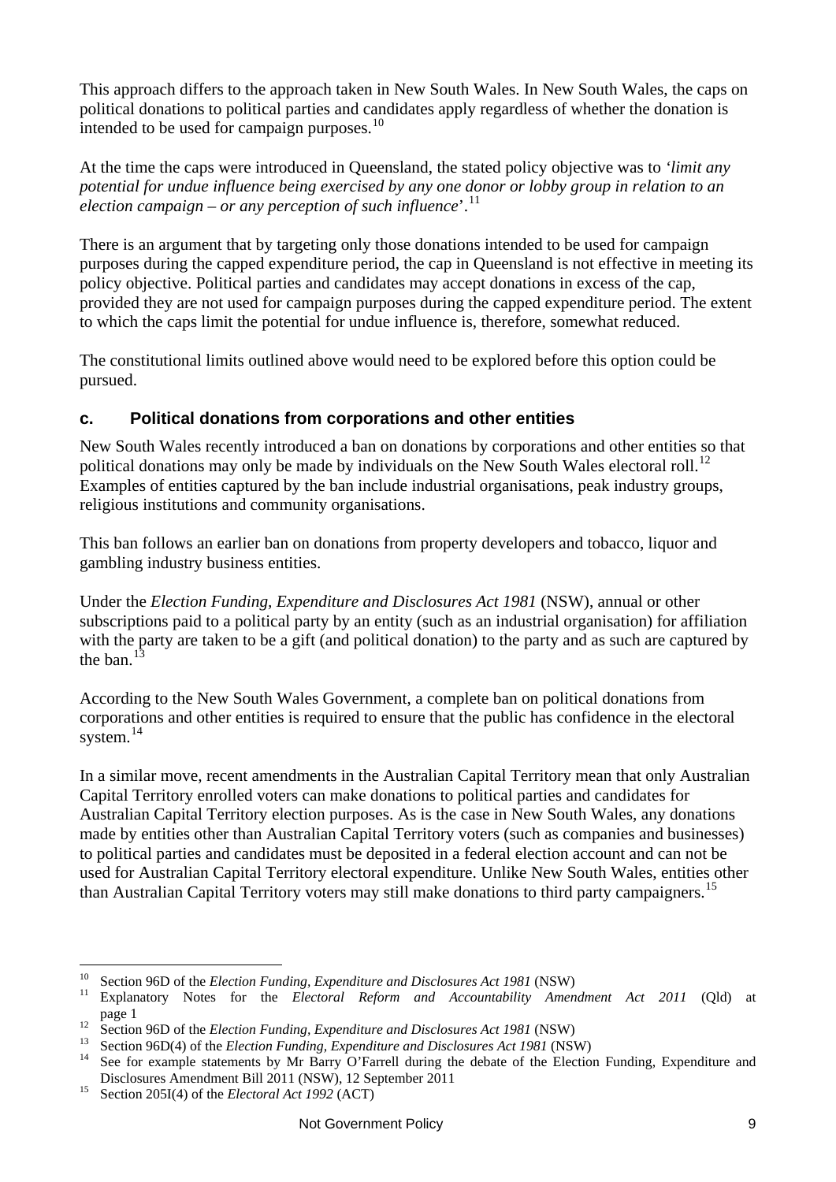This approach differs to the approach taken in New South Wales. In New South Wales, the caps on political donations to political parties and candidates apply regardless of whether the donation is intended to be used for campaign purposes.[10]

At the time the caps were introduced in Queensland, the stated policy objective was to *'limit any potential for undue influence being exercised by any one donor or lobby group in relation to an election campaign – or any perception of such influence'*.[11]

There is an argument that by targeting only those donations intended to be used for campaign purposes during the capped expenditure period, the cap in Queensland is not effective in meeting its policy objective. Political parties and candidates may accept donations in excess of the cap, provided they are not used for campaign purposes during the capped expenditure period. The extent to which the caps limit the potential for undue influence is, therefore, somewhat reduced.

The constitutional limits outlined above would need to be explored before this option could be pursued.

### c. Political donations from corporations and other entities

New South Wales recently introduced a ban on donations by corporations and other entities so that political donations may only be made by individuals on the New South Wales electoral roll.[12] Examples of entities captured by the ban include industrial organisations, peak industry groups, religious institutions and community organisations.

This ban follows an earlier ban on donations from property developers and tobacco, liquor and gambling industry business entities.

Under the *Election Funding, Expenditure and Disclosures Act 1981* (NSW), annual or other subscriptions paid to a political party by an entity (such as an industrial organisation) for affiliation with the party are taken to be a gift (and political donation) to the party and as such are captured by the ban.[13]

According to the New South Wales Government, a complete ban on political donations from corporations and other entities is required to ensure that the public has confidence in the electoral system.[14]

In a similar move, recent amendments in the Australian Capital Territory mean that only Australian Capital Territory enrolled voters can make donations to political parties and candidates for Australian Capital Territory election purposes. As is the case in New South Wales, any donations made by entities other than Australian Capital Territory voters (such as companies and businesses) to political parties and candidates must be deposited in a federal election account and can not be used for Australian Capital Territory electoral expenditure. Unlike New South Wales, entities other than Australian Capital Territory voters may still make donations to third party campaigners.[15]

---

[10] Section 96D of the *Election Funding, Expenditure and Disclosures Act 1981* (NSW)

[11] Explanatory Notes for the *Electoral Reform and Accountability Amendment Act 2011* (Qld) at page 1

[12] Section 96D of the *Election Funding, Expenditure and Disclosures Act 1981* (NSW)

[13] Section 96D(4) of the *Election Funding, Expenditure and Disclosures Act 1981* (NSW)

[14] See for example statements by Mr Barry O'Farrell during the debate of the Election Funding, Expenditure and Disclosures Amendment Bill 2011 (NSW), 12 September 2011

[15] Section 205I(4) of the *Electoral Act 1992* (ACT)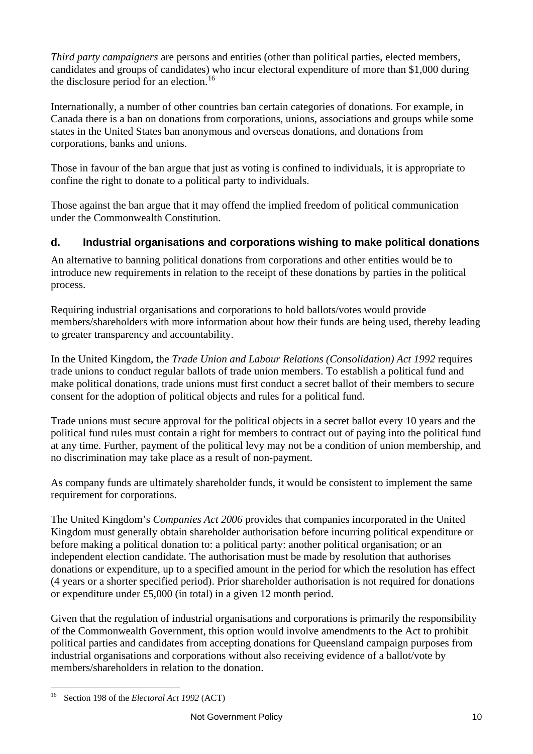*Third party campaigners* are persons and entities (other than political parties, elected members, candidates and groups of candidates) who incur electoral expenditure of more than $1,000 during the disclosure period for an election.[16]

Internationally, a number of other countries ban certain categories of donations. For example, in Canada there is a ban on donations from corporations, unions, associations and groups while some states in the United States ban anonymous and overseas donations, and donations from corporations, banks and unions.

Those in favour of the ban argue that just as voting is confined to individuals, it is appropriate to confine the right to donate to a political party to individuals.

Those against the ban argue that it may offend the implied freedom of political communication under the Commonwealth Constitution.

### d. Industrial organisations and corporations wishing to make political donations

An alternative to banning political donations from corporations and other entities would be to introduce new requirements in relation to the receipt of these donations by parties in the political process.

Requiring industrial organisations and corporations to hold ballots/votes would provide members/shareholders with more information about how their funds are being used, thereby leading to greater transparency and accountability.

In the United Kingdom, the *Trade Union and Labour Relations (Consolidation) Act 1992* requires trade unions to conduct regular ballots of trade union members. To establish a political fund and make political donations, trade unions must first conduct a secret ballot of their members to secure consent for the adoption of political objects and rules for a political fund.

Trade unions must secure approval for the political objects in a secret ballot every 10 years and the political fund rules must contain a right for members to contract out of paying into the political fund at any time. Further, payment of the political levy may not be a condition of union membership, and no discrimination may take place as a result of non-payment.

As company funds are ultimately shareholder funds, it would be consistent to implement the same requirement for corporations.

The United Kingdom's *Companies Act 2006* provides that companies incorporated in the United Kingdom must generally obtain shareholder authorisation before incurring political expenditure or before making a political donation to: a political party: another political organisation; or an independent election candidate. The authorisation must be made by resolution that authorises donations or expenditure, up to a specified amount in the period for which the resolution has effect (4 years or a shorter specified period). Prior shareholder authorisation is not required for donations or expenditure under £5,000 (in total) in a given 12 month period.

Given that the regulation of industrial organisations and corporations is primarily the responsibility of the Commonwealth Government, this option would involve amendments to the Act to prohibit political parties and candidates from accepting donations for Queensland campaign purposes from industrial organisations and corporations without also receiving evidence of a ballot/vote by members/shareholders in relation to the donation.

---

[16] Section 198 of the *Electoral Act 1992* (ACT)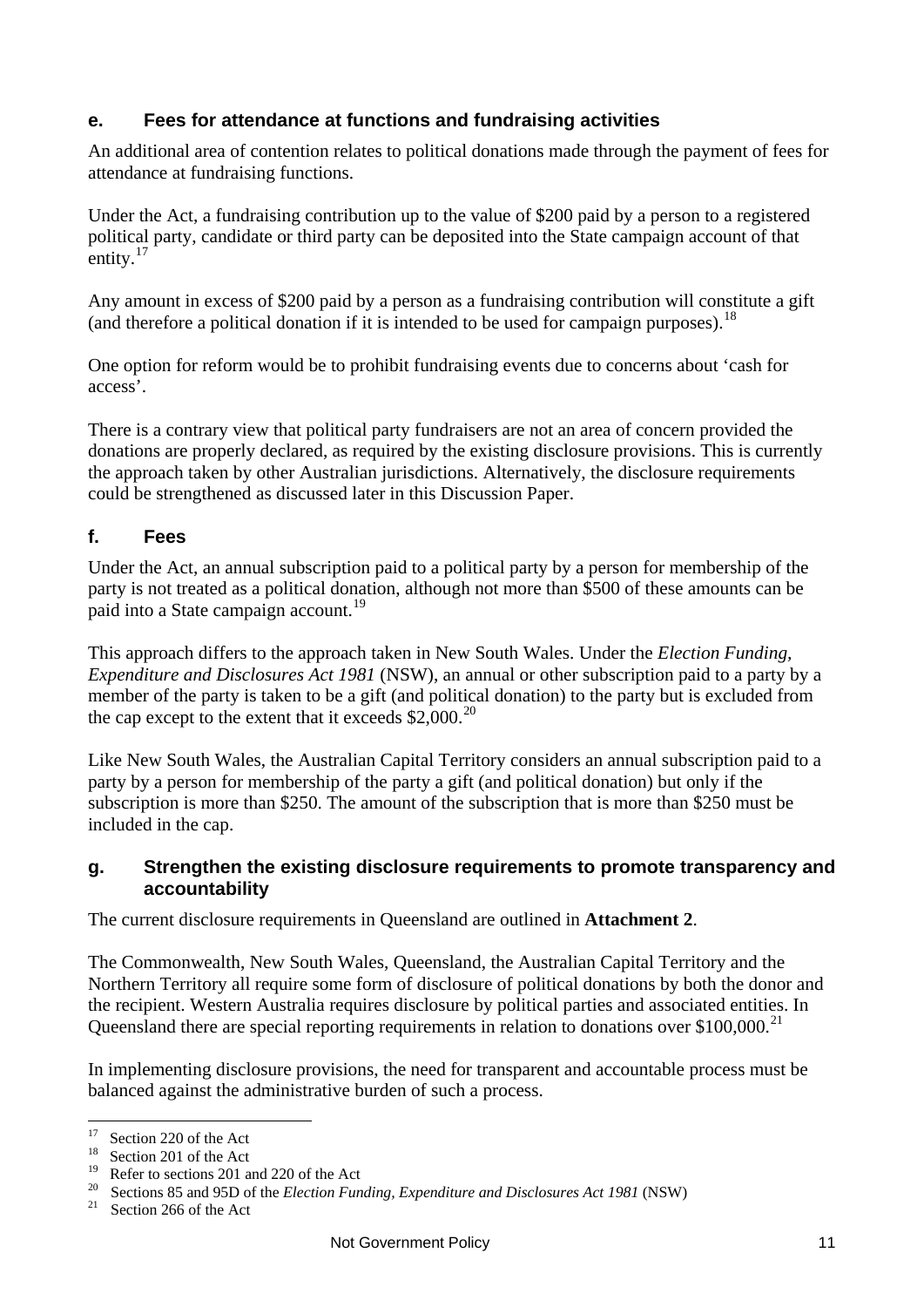### e. Fees for attendance at functions and fundraising activities

An additional area of contention relates to political donations made through the payment of fees for attendance at fundraising functions.

Under the Act, a fundraising contribution up to the value of $200 paid by a person to a registered political party, candidate or third party can be deposited into the State campaign account of that entity.[17]

Any amount in excess of $200 paid by a person as a fundraising contribution will constitute a gift (and therefore a political donation if it is intended to be used for campaign purposes).[18]

One option for reform would be to prohibit fundraising events due to concerns about 'cash for access'.

There is a contrary view that political party fundraisers are not an area of concern provided the donations are properly declared, as required by the existing disclosure provisions. This is currently the approach taken by other Australian jurisdictions. Alternatively, the disclosure requirements could be strengthened as discussed later in this Discussion Paper.

### f. Fees

Under the Act, an annual subscription paid to a political party by a person for membership of the party is not treated as a political donation, although not more than $500 of these amounts can be paid into a State campaign account.[19]

This approach differs to the approach taken in New South Wales. Under the *Election Funding, Expenditure and Disclosures Act 1981* (NSW), an annual or other subscription paid to a party by a member of the party is taken to be a gift (and political donation) to the party but is excluded from the cap except to the extent that it exceeds $2,000.[20]

Like New South Wales, the Australian Capital Territory considers an annual subscription paid to a party by a person for membership of the party a gift (and political donation) but only if the subscription is more than $250. The amount of the subscription that is more than $250 must be included in the cap.

### g. Strengthen the existing disclosure requirements to promote transparency and accountability

The current disclosure requirements in Queensland are outlined in **Attachment 2**.

The Commonwealth, New South Wales, Queensland, the Australian Capital Territory and the Northern Territory all require some form of disclosure of political donations by both the donor and the recipient. Western Australia requires disclosure by political parties and associated entities. In Queensland there are special reporting requirements in relation to donations over $100,000.[21]

In implementing disclosure provisions, the need for transparent and accountable process must be balanced against the administrative burden of such a process.

---

[17] Section 220 of the Act
[18] Section 201 of the Act
[19] Refer to sections 201 and 220 of the Act
[20] Sections 85 and 95D of the *Election Funding, Expenditure and Disclosures Act 1981* (NSW)
[21] Section 266 of the Act

Not Government Policy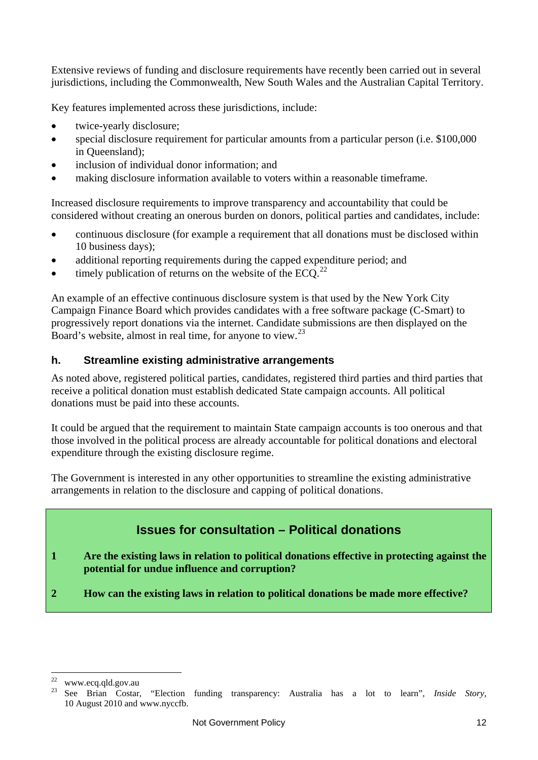Extensive reviews of funding and disclosure requirements have recently been carried out in several jurisdictions, including the Commonwealth, New South Wales and the Australian Capital Territory.

Key features implemented across these jurisdictions, include:

- twice-yearly disclosure;
- special disclosure requirement for particular amounts from a particular person (i.e. $100,000 in Queensland);
- inclusion of individual donor information; and
- making disclosure information available to voters within a reasonable timeframe.

Increased disclosure requirements to improve transparency and accountability that could be considered without creating an onerous burden on donors, political parties and candidates, include:

- continuous disclosure (for example a requirement that all donations must be disclosed within 10 business days);
- additional reporting requirements during the capped expenditure period; and
- timely publication of returns on the website of the ECQ.[22]

An example of an effective continuous disclosure system is that used by the New York City Campaign Finance Board which provides candidates with a free software package (C-Smart) to progressively report donations via the internet. Candidate submissions are then displayed on the Board's website, almost in real time, for anyone to view.[23]

### h. Streamline existing administrative arrangements

As noted above, registered political parties, candidates, registered third parties and third parties that receive a political donation must establish dedicated State campaign accounts. All political donations must be paid into these accounts.

It could be argued that the requirement to maintain State campaign accounts is too onerous and that those involved in the political process are already accountable for political donations and electoral expenditure through the existing disclosure regime.

The Government is interested in any other opportunities to streamline the existing administrative arrangements in relation to the disclosure and capping of political donations.

## Issues for consultation – Political donations

**1 Are the existing laws in relation to political donations effective in protecting against the potential for undue influence and corruption?**

**2 How can the existing laws in relation to political donations be made more effective?**

---

[22] www.ecq.qld.gov.au

[23] See Brian Costar, "Election funding transparency: Australia has a lot to learn", *Inside Story*, 10 August 2010 and www.nyccfb.

Not Government Policy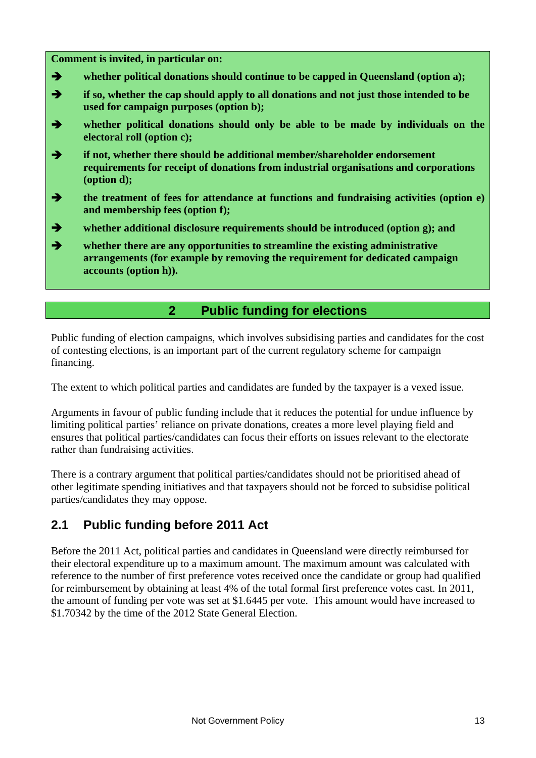**Comment is invited, in particular on:**

- ➔ **whether political donations should continue to be capped in Queensland (option a);**
- ➔ **if so, whether the cap should apply to all donations and not just those intended to be used for campaign purposes (option b);**
- ➔ **whether political donations should only be able to be made by individuals on the electoral roll (option c);**
- ➔ **if not, whether there should be additional member/shareholder endorsement requirements for receipt of donations from industrial organisations and corporations (option d);**
- ➔ **the treatment of fees for attendance at functions and fundraising activities (option e) and membership fees (option f);**
- ➔ **whether additional disclosure requirements should be introduced (option g); and**
- ➔ **whether there are any opportunities to streamline the existing administrative arrangements (for example by removing the requirement for dedicated campaign accounts (option h)).**

# 2 Public funding for elections

Public funding of election campaigns, which involves subsidising parties and candidates for the cost of contesting elections, is an important part of the current regulatory scheme for campaign financing.

The extent to which political parties and candidates are funded by the taxpayer is a vexed issue.

Arguments in favour of public funding include that it reduces the potential for undue influence by limiting political parties' reliance on private donations, creates a more level playing field and ensures that political parties/candidates can focus their efforts on issues relevant to the electorate rather than fundraising activities.

There is a contrary argument that political parties/candidates should not be prioritised ahead of other legitimate spending initiatives and that taxpayers should not be forced to subsidise political parties/candidates they may oppose.

## 2.1 Public funding before 2011 Act

Before the 2011 Act, political parties and candidates in Queensland were directly reimbursed for their electoral expenditure up to a maximum amount. The maximum amount was calculated with reference to the number of first preference votes received once the candidate or group had qualified for reimbursement by obtaining at least 4% of the total formal first preference votes cast. In 2011, the amount of funding per vote was set at $1.6445 per vote. This amount would have increased to $1.70342 by the time of the 2012 State General Election.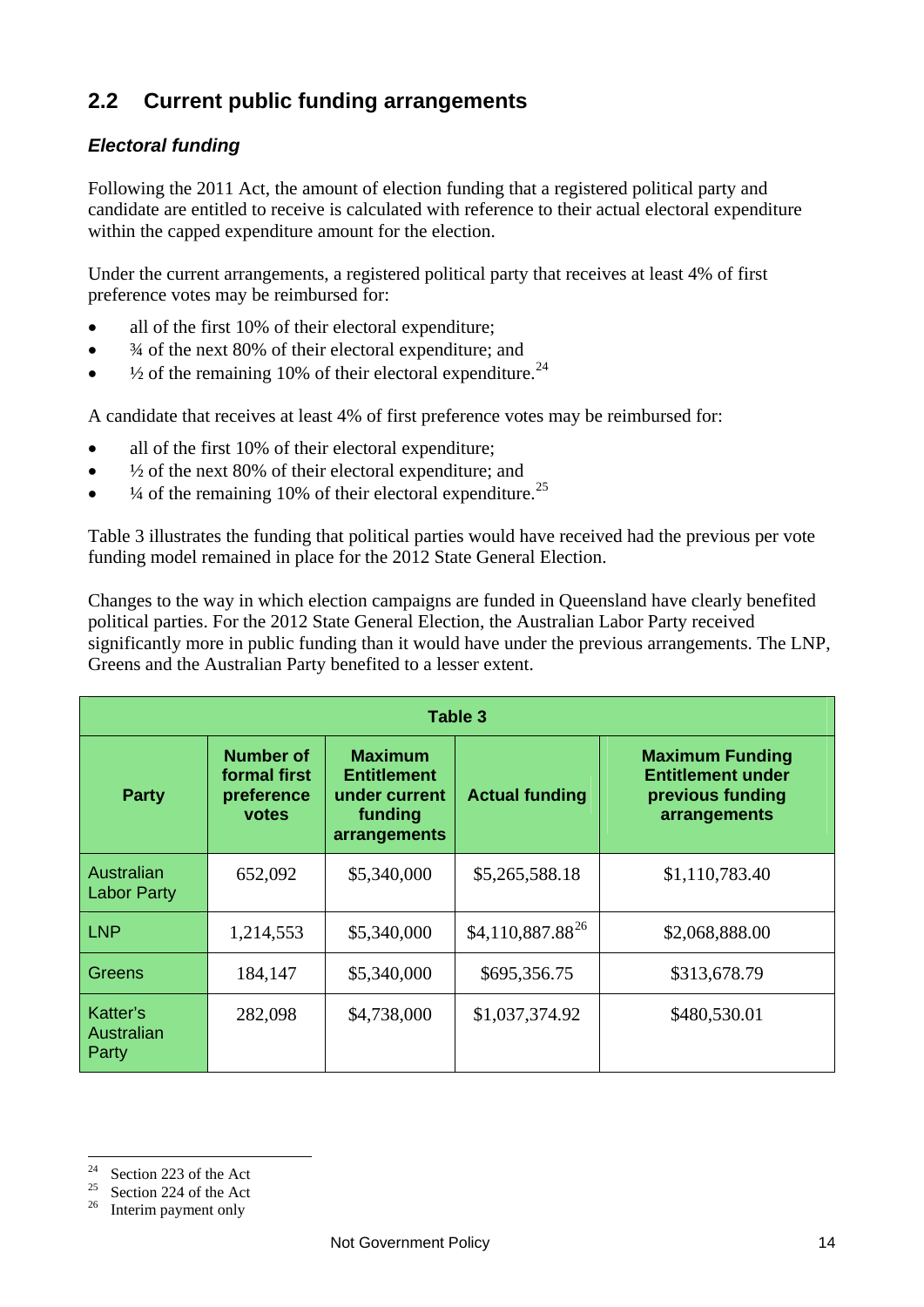## 2.2 Current public funding arrangements

### *Electoral funding*

Following the 2011 Act, the amount of election funding that a registered political party and candidate are entitled to receive is calculated with reference to their actual electoral expenditure within the capped expenditure amount for the election.

Under the current arrangements, a registered political party that receives at least 4% of first preference votes may be reimbursed for:

- all of the first 10% of their electoral expenditure;
- ¾ of the next 80% of their electoral expenditure; and
- ½ of the remaining 10% of their electoral expenditure.[24]

A candidate that receives at least 4% of first preference votes may be reimbursed for:

- all of the first 10% of their electoral expenditure;
- ½ of the next 80% of their electoral expenditure; and
- ¼ of the remaining 10% of their electoral expenditure.[25]

Table 3 illustrates the funding that political parties would have received had the previous per vote funding model remained in place for the 2012 State General Election.

Changes to the way in which election campaigns are funded in Queensland have clearly benefited political parties. For the 2012 State General Election, the Australian Labor Party received significantly more in public funding than it would have under the previous arrangements. The LNP, Greens and the Australian Party benefited to a lesser extent.

**Table 3**

| Party | Number of formal first preference votes | Maximum Entitlement under current funding arrangements | Actual funding | Maximum Funding Entitlement under previous funding arrangements |
|---|---|---|---|---|
| Australian Labor Party | 652,092 | $5,340,000 | $5,265,588.18 | $1,110,783.40 |
| LNP | 1,214,553 | $5,340,000 | $4,110,887.88[26] | $2,068,888.00 |
| Greens | 184,147 | $5,340,000 | $695,356.75 | $313,678.79 |
| Katter's Australian Party | 282,098 | $4,738,000 | $1,037,374.92 | $480,530.01 |

[24] Section 223 of the Act
[25] Section 224 of the Act
[26] Interim payment only

Not Government Policy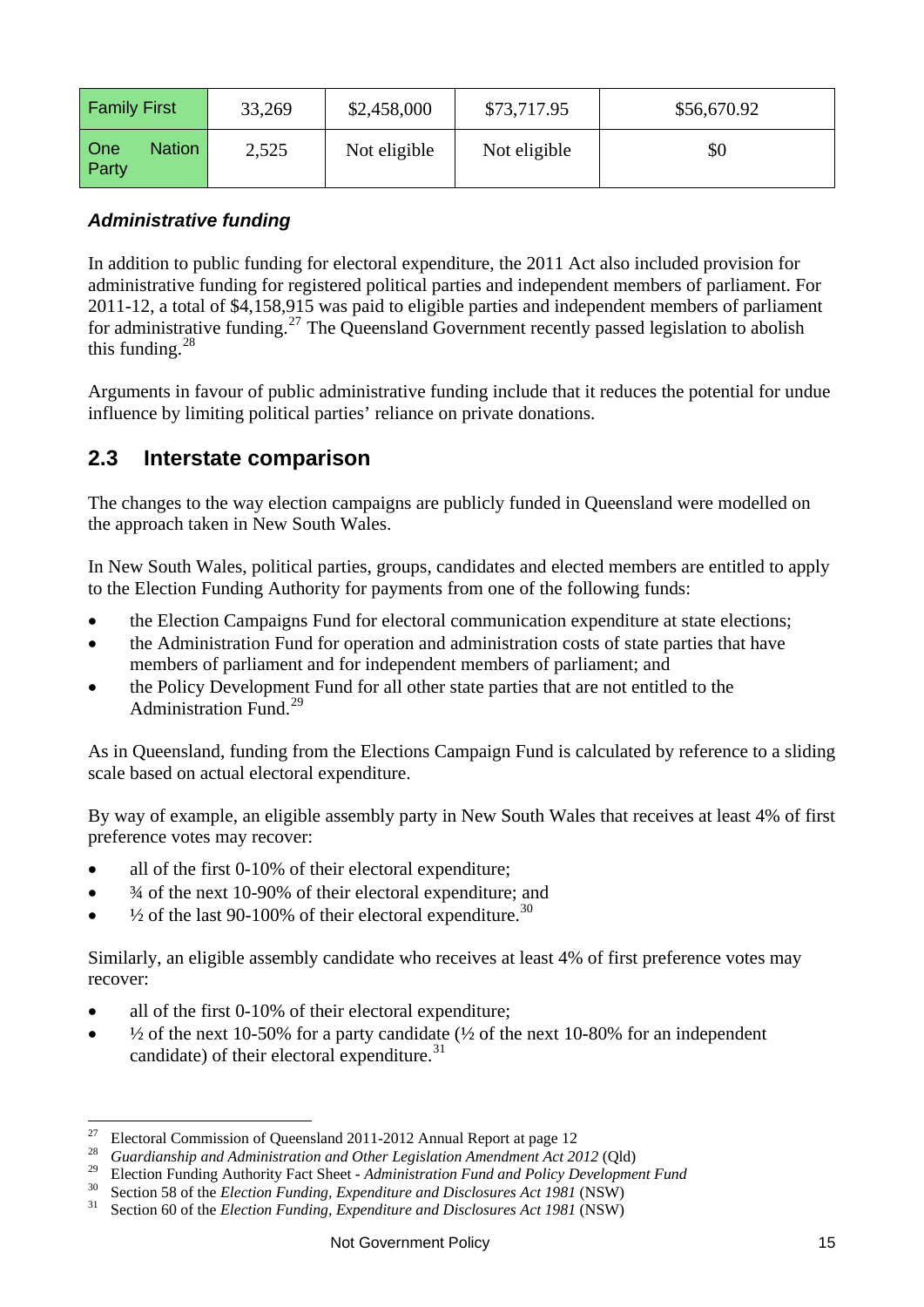| Family First | 33,269 | \$2,458,000 | \$73,717.95 | \$56,670.92 |
|---|---|---|---|---|
| One Nation Party | 2,525 | Not eligible | Not eligible | \$0 |

### *Administrative funding*

In addition to public funding for electoral expenditure, the 2011 Act also included provision for administrative funding for registered political parties and independent members of parliament. For 2011-12, a total of \$4,158,915 was paid to eligible parties and independent members of parliament for administrative funding.[27] The Queensland Government recently passed legislation to abolish this funding.[28]

Arguments in favour of public administrative funding include that it reduces the potential for undue influence by limiting political parties' reliance on private donations.

## 2.3 Interstate comparison

The changes to the way election campaigns are publicly funded in Queensland were modelled on the approach taken in New South Wales.

In New South Wales, political parties, groups, candidates and elected members are entitled to apply to the Election Funding Authority for payments from one of the following funds:

- the Election Campaigns Fund for electoral communication expenditure at state elections;
- the Administration Fund for operation and administration costs of state parties that have members of parliament and for independent members of parliament; and
- the Policy Development Fund for all other state parties that are not entitled to the Administration Fund.[29]

As in Queensland, funding from the Elections Campaign Fund is calculated by reference to a sliding scale based on actual electoral expenditure.

By way of example, an eligible assembly party in New South Wales that receives at least 4% of first preference votes may recover:

- all of the first 0-10% of their electoral expenditure;
- ¾ of the next 10-90% of their electoral expenditure; and
- ½ of the last 90-100% of their electoral expenditure.[30]

Similarly, an eligible assembly candidate who receives at least 4% of first preference votes may recover:

- all of the first 0-10% of their electoral expenditure;
- ½ of the next 10-50% for a party candidate (½ of the next 10-80% for an independent candidate) of their electoral expenditure.[31]

---

[27] Electoral Commission of Queensland 2011-2012 Annual Report at page 12

[28] *Guardianship and Administration and Other Legislation Amendment Act 2012* (Qld)

[29] Election Funding Authority Fact Sheet - *Administration Fund and Policy Development Fund*

[30] Section 58 of the *Election Funding, Expenditure and Disclosures Act 1981* (NSW)

[31] Section 60 of the *Election Funding, Expenditure and Disclosures Act 1981* (NSW)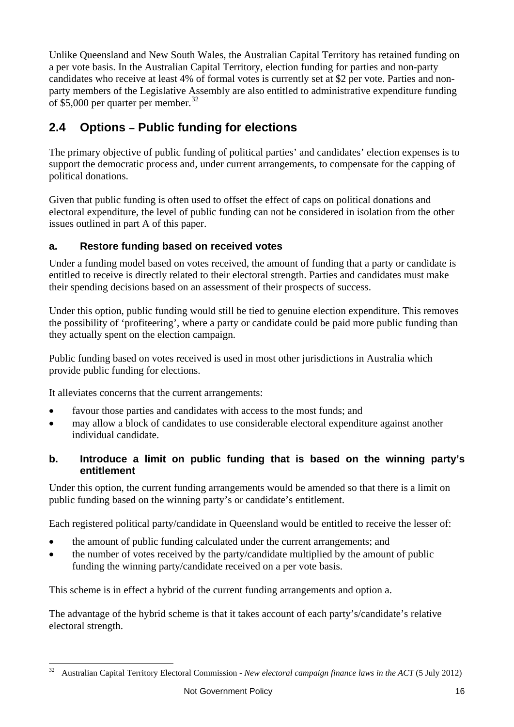Unlike Queensland and New South Wales, the Australian Capital Territory has retained funding on a per vote basis. In the Australian Capital Territory, election funding for parties and non-party candidates who receive at least 4% of formal votes is currently set at $2 per vote. Parties and non-party members of the Legislative Assembly are also entitled to administrative expenditure funding of $5,000 per quarter per member.[32]

## 2.4 Options – Public funding for elections

The primary objective of public funding of political parties' and candidates' election expenses is to support the democratic process and, under current arrangements, to compensate for the capping of political donations.

Given that public funding is often used to offset the effect of caps on political donations and electoral expenditure, the level of public funding can not be considered in isolation from the other issues outlined in part A of this paper.

### a. Restore funding based on received votes

Under a funding model based on votes received, the amount of funding that a party or candidate is entitled to receive is directly related to their electoral strength. Parties and candidates must make their spending decisions based on an assessment of their prospects of success.

Under this option, public funding would still be tied to genuine election expenditure. This removes the possibility of 'profiteering', where a party or candidate could be paid more public funding than they actually spent on the election campaign.

Public funding based on votes received is used in most other jurisdictions in Australia which provide public funding for elections.

It alleviates concerns that the current arrangements:

- favour those parties and candidates with access to the most funds; and
- may allow a block of candidates to use considerable electoral expenditure against another individual candidate.

### b. Introduce a limit on public funding that is based on the winning party's entitlement

Under this option, the current funding arrangements would be amended so that there is a limit on public funding based on the winning party's or candidate's entitlement.

Each registered political party/candidate in Queensland would be entitled to receive the lesser of:

- the amount of public funding calculated under the current arrangements; and
- the number of votes received by the party/candidate multiplied by the amount of public funding the winning party/candidate received on a per vote basis.

This scheme is in effect a hybrid of the current funding arrangements and option a.

The advantage of the hybrid scheme is that it takes account of each party's/candidate's relative electoral strength.

---

[32] Australian Capital Territory Electoral Commission - *New electoral campaign finance laws in the ACT* (5 July 2012)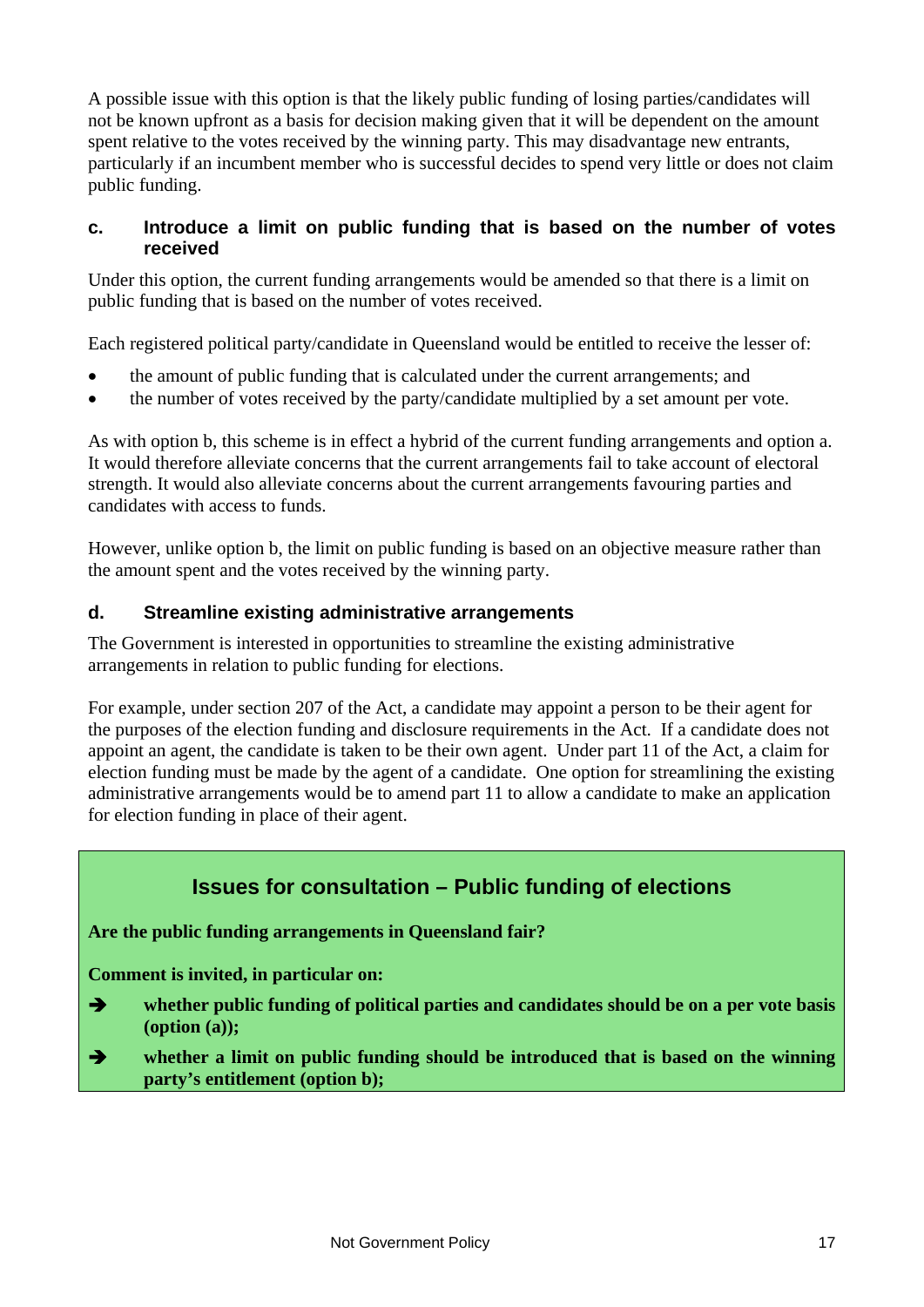A possible issue with this option is that the likely public funding of losing parties/candidates will not be known upfront as a basis for decision making given that it will be dependent on the amount spent relative to the votes received by the winning party. This may disadvantage new entrants, particularly if an incumbent member who is successful decides to spend very little or does not claim public funding.

### c. Introduce a limit on public funding that is based on the number of votes received

Under this option, the current funding arrangements would be amended so that there is a limit on public funding that is based on the number of votes received.

Each registered political party/candidate in Queensland would be entitled to receive the lesser of:

- the amount of public funding that is calculated under the current arrangements; and
- the number of votes received by the party/candidate multiplied by a set amount per vote.

As with option b, this scheme is in effect a hybrid of the current funding arrangements and option a. It would therefore alleviate concerns that the current arrangements fail to take account of electoral strength. It would also alleviate concerns about the current arrangements favouring parties and candidates with access to funds.

However, unlike option b, the limit on public funding is based on an objective measure rather than the amount spent and the votes received by the winning party.

### d. Streamline existing administrative arrangements

The Government is interested in opportunities to streamline the existing administrative arrangements in relation to public funding for elections.

For example, under section 207 of the Act, a candidate may appoint a person to be their agent for the purposes of the election funding and disclosure requirements in the Act. If a candidate does not appoint an agent, the candidate is taken to be their own agent. Under part 11 of the Act, a claim for election funding must be made by the agent of a candidate. One option for streamlining the existing administrative arrangements would be to amend part 11 to allow a candidate to make an application for election funding in place of their agent.

## Issues for consultation – Public funding of elections

**Are the public funding arrangements in Queensland fair?**

**Comment is invited, in particular on:**

- ➔ **whether public funding of political parties and candidates should be on a per vote basis (option (a));**
- ➔ **whether a limit on public funding should be introduced that is based on the winning party's entitlement (option b);**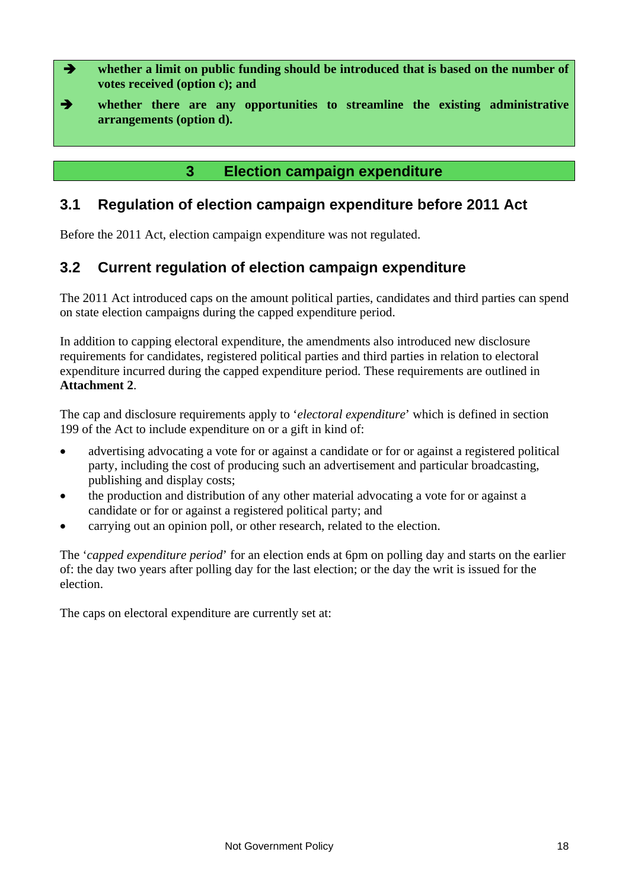- ➔ **whether a limit on public funding should be introduced that is based on the number of votes received (option c); and**
- ➔ **whether there are any opportunities to streamline the existing administrative arrangements (option d).**

# 3 Election campaign expenditure

## 3.1 Regulation of election campaign expenditure before 2011 Act

Before the 2011 Act, election campaign expenditure was not regulated.

## 3.2 Current regulation of election campaign expenditure

The 2011 Act introduced caps on the amount political parties, candidates and third parties can spend on state election campaigns during the capped expenditure period.

In addition to capping electoral expenditure, the amendments also introduced new disclosure requirements for candidates, registered political parties and third parties in relation to electoral expenditure incurred during the capped expenditure period. These requirements are outlined in **Attachment 2**.

The cap and disclosure requirements apply to '*electoral expenditure*' which is defined in section 199 of the Act to include expenditure on or a gift in kind of:

- advertising advocating a vote for or against a candidate or for or against a registered political party, including the cost of producing such an advertisement and particular broadcasting, publishing and display costs;
- the production and distribution of any other material advocating a vote for or against a candidate or for or against a registered political party; and
- carrying out an opinion poll, or other research, related to the election.

The '*capped expenditure period*' for an election ends at 6pm on polling day and starts on the earlier of: the day two years after polling day for the last election; or the day the writ is issued for the election.

The caps on electoral expenditure are currently set at: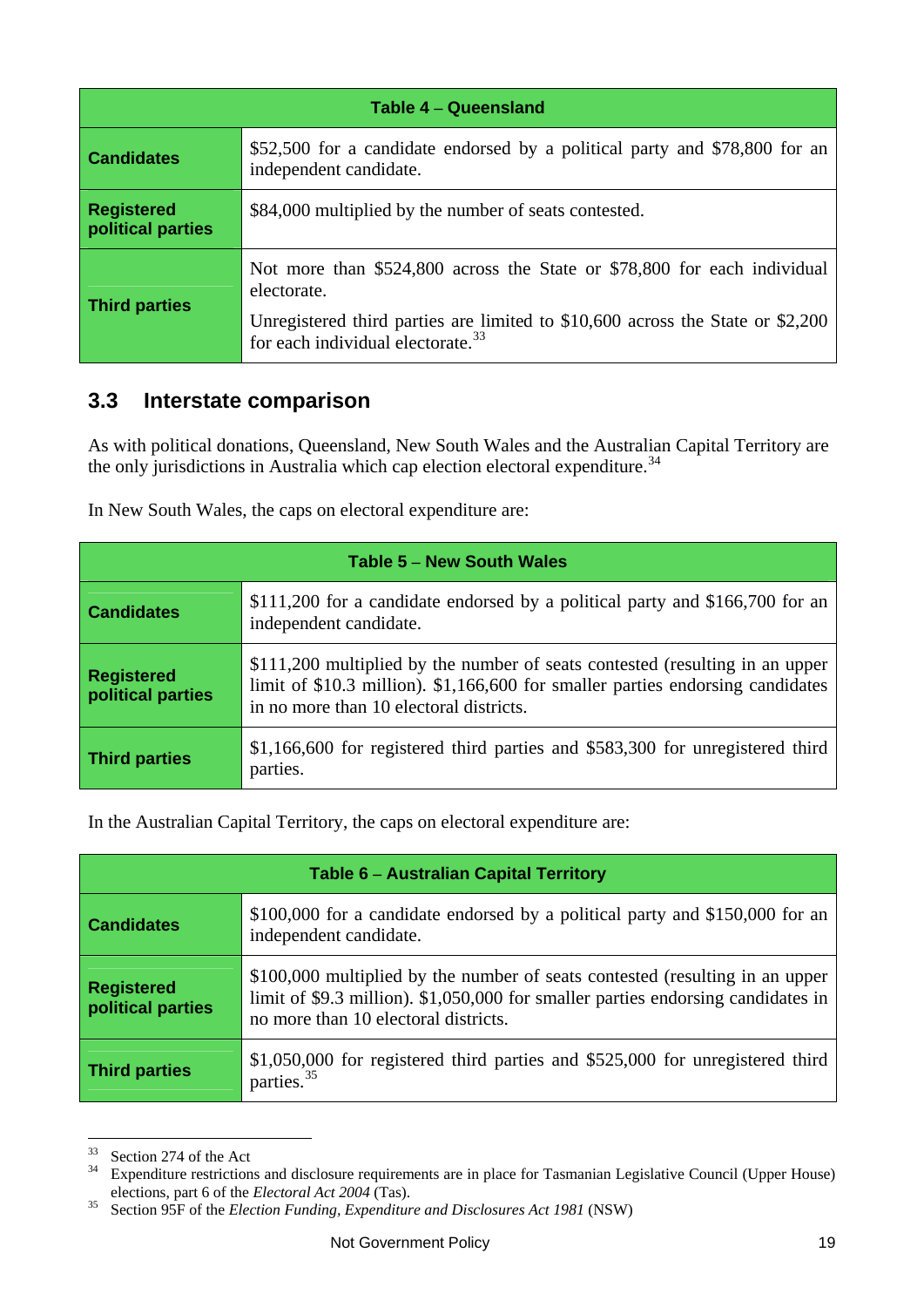| Table 4 – Queensland | |
|---|---|
| **Candidates** | $52,500 for a candidate endorsed by a political party and $78,800 for an independent candidate. |
| **Registered political parties** | $84,000 multiplied by the number of seats contested. |
| **Third parties** | Not more than $524,800 across the State or $78,800 for each individual electorate.<br><br>Unregistered third parties are limited to $10,600 across the State or $2,200 for each individual electorate.[33] |

## 3.3 Interstate comparison

As with political donations, Queensland, New South Wales and the Australian Capital Territory are the only jurisdictions in Australia which cap election electoral expenditure.[34]

In New South Wales, the caps on electoral expenditure are:

| Table 5 – New South Wales | |
|---|---|
| **Candidates** | $111,200 for a candidate endorsed by a political party and $166,700 for an independent candidate. |
| **Registered political parties** | $111,200 multiplied by the number of seats contested (resulting in an upper limit of $10.3 million). $1,166,600 for smaller parties endorsing candidates in no more than 10 electoral districts. |
| **Third parties** | $1,166,600 for registered third parties and $583,300 for unregistered third parties. |

In the Australian Capital Territory, the caps on electoral expenditure are:

| Table 6 – Australian Capital Territory | |
|---|---|
| **Candidates** | $100,000 for a candidate endorsed by a political party and $150,000 for an independent candidate. |
| **Registered political parties** | $100,000 multiplied by the number of seats contested (resulting in an upper limit of $9.3 million). $1,050,000 for smaller parties endorsing candidates in no more than 10 electoral districts. |
| **Third parties** | $1,050,000 for registered third parties and $525,000 for unregistered third parties.[35] |

---

[33] Section 274 of the Act

[34] Expenditure restrictions and disclosure requirements are in place for Tasmanian Legislative Council (Upper House) elections, part 6 of the *Electoral Act 2004* (Tas).

[35] Section 95F of the *Election Funding, Expenditure and Disclosures Act 1981* (NSW)

Not Government Policy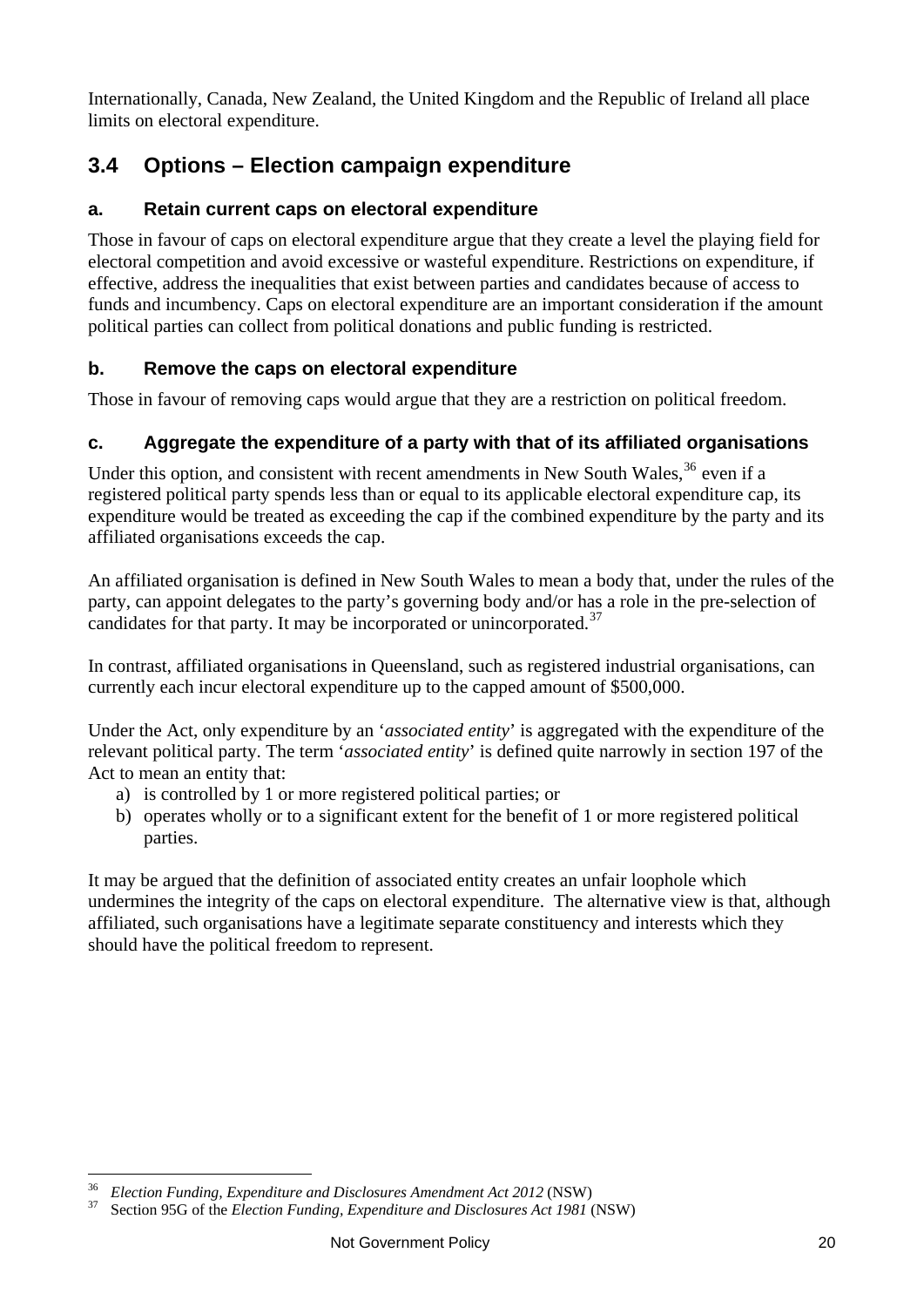Internationally, Canada, New Zealand, the United Kingdom and the Republic of Ireland all place limits on electoral expenditure.

## 3.4 Options – Election campaign expenditure

### a. Retain current caps on electoral expenditure

Those in favour of caps on electoral expenditure argue that they create a level the playing field for electoral competition and avoid excessive or wasteful expenditure. Restrictions on expenditure, if effective, address the inequalities that exist between parties and candidates because of access to funds and incumbency. Caps on electoral expenditure are an important consideration if the amount political parties can collect from political donations and public funding is restricted.

### b. Remove the caps on electoral expenditure

Those in favour of removing caps would argue that they are a restriction on political freedom.

### c. Aggregate the expenditure of a party with that of its affiliated organisations

Under this option, and consistent with recent amendments in New South Wales,[36] even if a registered political party spends less than or equal to its applicable electoral expenditure cap, its expenditure would be treated as exceeding the cap if the combined expenditure by the party and its affiliated organisations exceeds the cap.

An affiliated organisation is defined in New South Wales to mean a body that, under the rules of the party, can appoint delegates to the party's governing body and/or has a role in the pre-selection of candidates for that party. It may be incorporated or unincorporated.[37]

In contrast, affiliated organisations in Queensland, such as registered industrial organisations, can currently each incur electoral expenditure up to the capped amount of $500,000.

Under the Act, only expenditure by an '*associated entity*' is aggregated with the expenditure of the relevant political party. The term '*associated entity*' is defined quite narrowly in section 197 of the Act to mean an entity that:

a) is controlled by 1 or more registered political parties; or
b) operates wholly or to a significant extent for the benefit of 1 or more registered political parties.

It may be argued that the definition of associated entity creates an unfair loophole which undermines the integrity of the caps on electoral expenditure. The alternative view is that, although affiliated, such organisations have a legitimate separate constituency and interests which they should have the political freedom to represent.

---

[36] *Election Funding, Expenditure and Disclosures Amendment Act 2012* (NSW)

[37] Section 95G of the *Election Funding, Expenditure and Disclosures Act 1981* (NSW)

Not Government Policy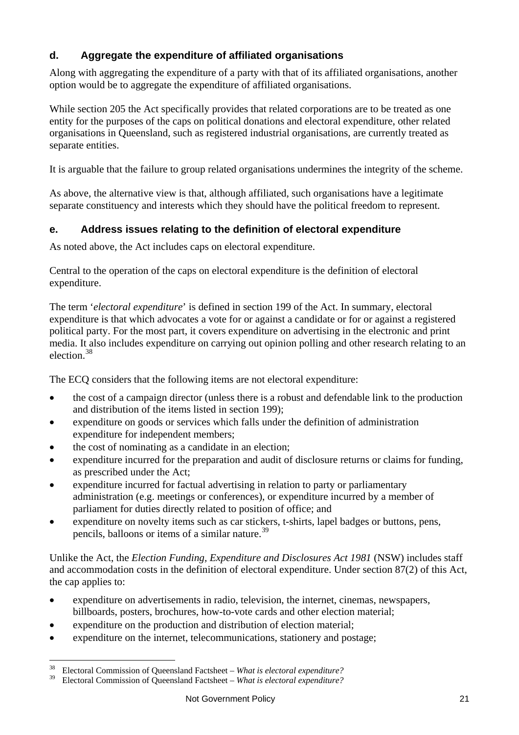### d. Aggregate the expenditure of affiliated organisations

Along with aggregating the expenditure of a party with that of its affiliated organisations, another option would be to aggregate the expenditure of affiliated organisations.

While section 205 the Act specifically provides that related corporations are to be treated as one entity for the purposes of the caps on political donations and electoral expenditure, other related organisations in Queensland, such as registered industrial organisations, are currently treated as separate entities.

It is arguable that the failure to group related organisations undermines the integrity of the scheme.

As above, the alternative view is that, although affiliated, such organisations have a legitimate separate constituency and interests which they should have the political freedom to represent.

### e. Address issues relating to the definition of electoral expenditure

As noted above, the Act includes caps on electoral expenditure.

Central to the operation of the caps on electoral expenditure is the definition of electoral expenditure.

The term '*electoral expenditure*' is defined in section 199 of the Act. In summary, electoral expenditure is that which advocates a vote for or against a candidate or for or against a registered political party. For the most part, it covers expenditure on advertising in the electronic and print media. It also includes expenditure on carrying out opinion polling and other research relating to an election.[38]

The ECQ considers that the following items are not electoral expenditure:

- the cost of a campaign director (unless there is a robust and defendable link to the production and distribution of the items listed in section 199);
- expenditure on goods or services which falls under the definition of administration expenditure for independent members;
- the cost of nominating as a candidate in an election;
- expenditure incurred for the preparation and audit of disclosure returns or claims for funding, as prescribed under the Act;
- expenditure incurred for factual advertising in relation to party or parliamentary administration (e.g. meetings or conferences), or expenditure incurred by a member of parliament for duties directly related to position of office; and
- expenditure on novelty items such as car stickers, t-shirts, lapel badges or buttons, pens, pencils, balloons or items of a similar nature.[39]

Unlike the Act, the *Election Funding, Expenditure and Disclosures Act 1981* (NSW) includes staff and accommodation costs in the definition of electoral expenditure. Under section 87(2) of this Act, the cap applies to:

- expenditure on advertisements in radio, television, the internet, cinemas, newspapers, billboards, posters, brochures, how-to-vote cards and other election material;
- expenditure on the production and distribution of election material;
- expenditure on the internet, telecommunications, stationery and postage;

---

[38] Electoral Commission of Queensland Factsheet – *What is electoral expenditure?*

[39] Electoral Commission of Queensland Factsheet – *What is electoral expenditure?*

Not Government Policy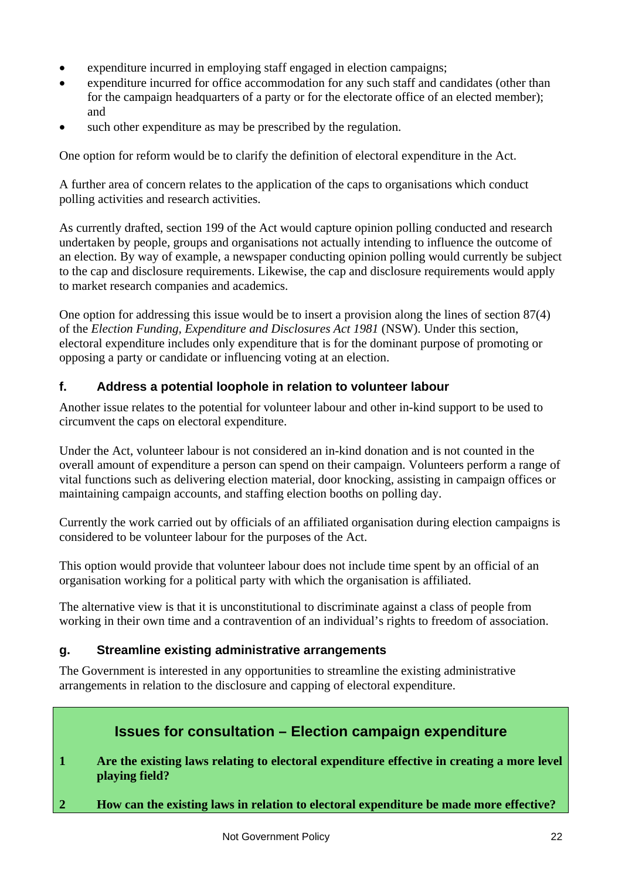- expenditure incurred in employing staff engaged in election campaigns;
- expenditure incurred for office accommodation for any such staff and candidates (other than for the campaign headquarters of a party or for the electorate office of an elected member); and
- such other expenditure as may be prescribed by the regulation.

One option for reform would be to clarify the definition of electoral expenditure in the Act.

A further area of concern relates to the application of the caps to organisations which conduct polling activities and research activities.

As currently drafted, section 199 of the Act would capture opinion polling conducted and research undertaken by people, groups and organisations not actually intending to influence the outcome of an election. By way of example, a newspaper conducting opinion polling would currently be subject to the cap and disclosure requirements. Likewise, the cap and disclosure requirements would apply to market research companies and academics.

One option for addressing this issue would be to insert a provision along the lines of section 87(4) of the *Election Funding, Expenditure and Disclosures Act 1981* (NSW). Under this section, electoral expenditure includes only expenditure that is for the dominant purpose of promoting or opposing a party or candidate or influencing voting at an election.

### f. Address a potential loophole in relation to volunteer labour

Another issue relates to the potential for volunteer labour and other in-kind support to be used to circumvent the caps on electoral expenditure.

Under the Act, volunteer labour is not considered an in-kind donation and is not counted in the overall amount of expenditure a person can spend on their campaign. Volunteers perform a range of vital functions such as delivering election material, door knocking, assisting in campaign offices or maintaining campaign accounts, and staffing election booths on polling day.

Currently the work carried out by officials of an affiliated organisation during election campaigns is considered to be volunteer labour for the purposes of the Act.

This option would provide that volunteer labour does not include time spent by an official of an organisation working for a political party with which the organisation is affiliated.

The alternative view is that it is unconstitutional to discriminate against a class of people from working in their own time and a contravention of an individual's rights to freedom of association.

### g. Streamline existing administrative arrangements

The Government is interested in any opportunities to streamline the existing administrative arrangements in relation to the disclosure and capping of electoral expenditure.

## Issues for consultation – Election campaign expenditure

**1 Are the existing laws relating to electoral expenditure effective in creating a more level playing field?**

**2 How can the existing laws in relation to electoral expenditure be made more effective?**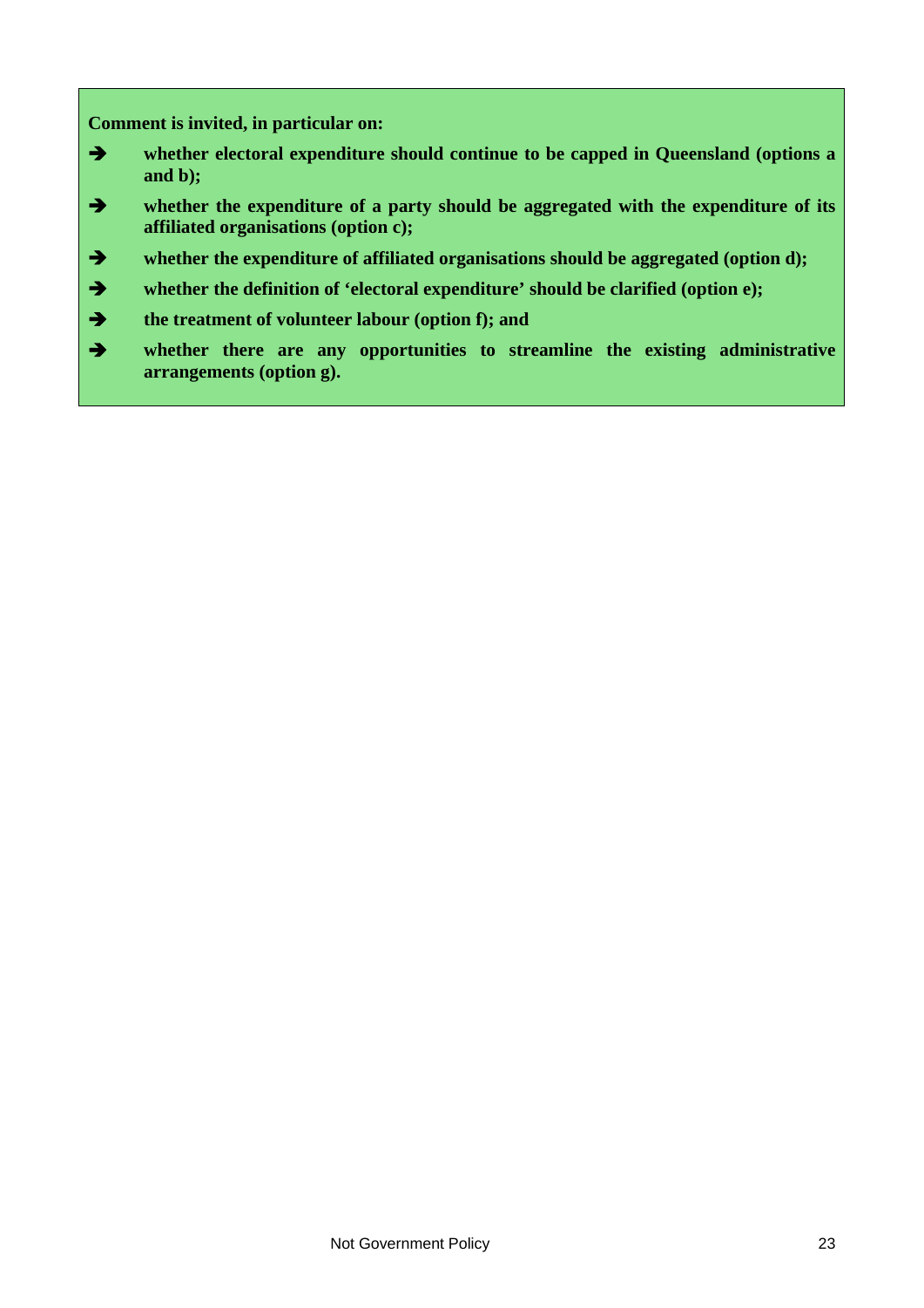**Comment is invited, in particular on:**

- **whether electoral expenditure should continue to be capped in Queensland (options a and b);**
- **whether the expenditure of a party should be aggregated with the expenditure of its affiliated organisations (option c);**
- **whether the expenditure of affiliated organisations should be aggregated (option d);**
- **whether the definition of 'electoral expenditure' should be clarified (option e);**
- **the treatment of volunteer labour (option f); and**
- **whether there are any opportunities to streamline the existing administrative arrangements (option g).**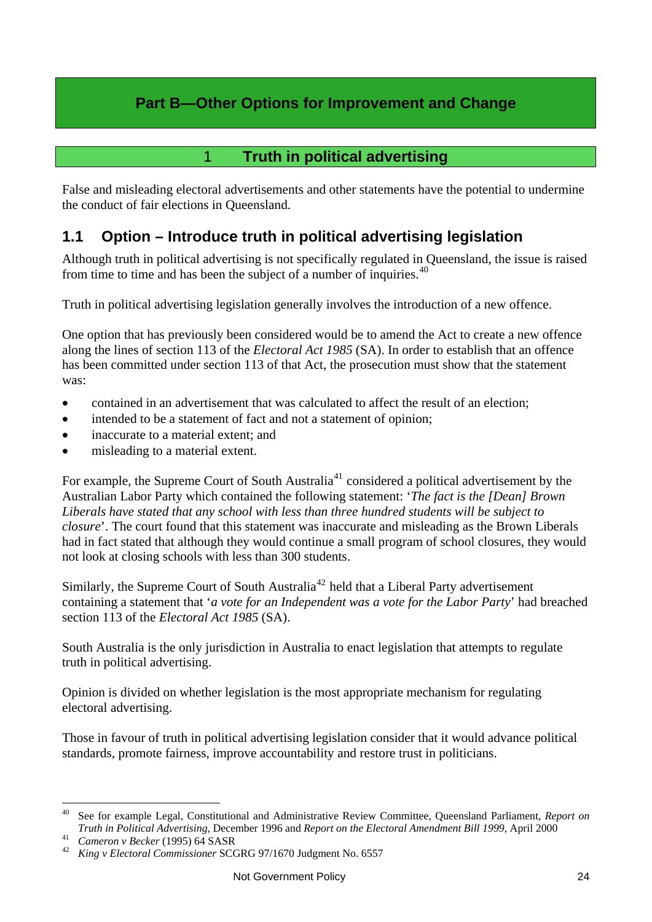# Part B—Other Options for Improvement and Change

## 1 Truth in political advertising

False and misleading electoral advertisements and other statements have the potential to undermine the conduct of fair elections in Queensland.

### 1.1 Option – Introduce truth in political advertising legislation

Although truth in political advertising is not specifically regulated in Queensland, the issue is raised from time to time and has been the subject of a number of inquiries.[40]

Truth in political advertising legislation generally involves the introduction of a new offence.

One option that has previously been considered would be to amend the Act to create a new offence along the lines of section 113 of the *Electoral Act 1985* (SA). In order to establish that an offence has been committed under section 113 of that Act, the prosecution must show that the statement was:

- contained in an advertisement that was calculated to affect the result of an election;
- intended to be a statement of fact and not a statement of opinion;
- inaccurate to a material extent; and
- misleading to a material extent.

For example, the Supreme Court of South Australia[41] considered a political advertisement by the Australian Labor Party which contained the following statement: '*The fact is the [Dean] Brown Liberals have stated that any school with less than three hundred students will be subject to closure*'. The court found that this statement was inaccurate and misleading as the Brown Liberals had in fact stated that although they would continue a small program of school closures, they would not look at closing schools with less than 300 students.

Similarly, the Supreme Court of South Australia[42] held that a Liberal Party advertisement containing a statement that '*a vote for an Independent was a vote for the Labor Party*' had breached section 113 of the *Electoral Act 1985* (SA).

South Australia is the only jurisdiction in Australia to enact legislation that attempts to regulate truth in political advertising.

Opinion is divided on whether legislation is the most appropriate mechanism for regulating electoral advertising.

Those in favour of truth in political advertising legislation consider that it would advance political standards, promote fairness, improve accountability and restore trust in politicians.

---

[40] See for example Legal, Constitutional and Administrative Review Committee, Queensland Parliament, *Report on Truth in Political Advertising*, December 1996 and *Report on the Electoral Amendment Bill 1999*, April 2000

[41] *Cameron v Becker* (1995) 64 SASR

[42] *King v Electoral Commissioner* SCGRG 97/1670 Judgment No. 6557

Not Government Policy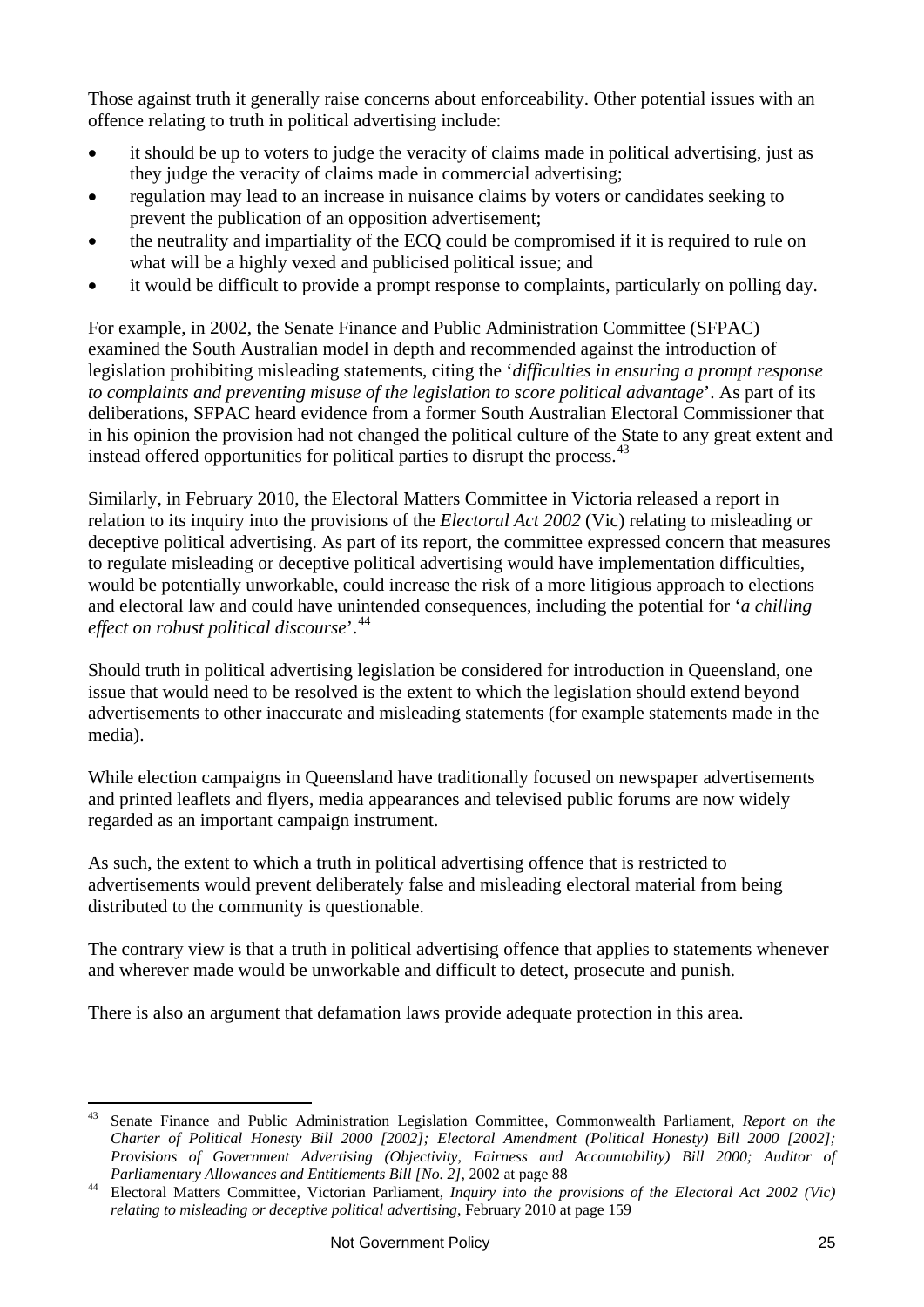Those against truth it generally raise concerns about enforceability. Other potential issues with an offence relating to truth in political advertising include:

- it should be up to voters to judge the veracity of claims made in political advertising, just as they judge the veracity of claims made in commercial advertising;
- regulation may lead to an increase in nuisance claims by voters or candidates seeking to prevent the publication of an opposition advertisement;
- the neutrality and impartiality of the ECQ could be compromised if it is required to rule on what will be a highly vexed and publicised political issue; and
- it would be difficult to provide a prompt response to complaints, particularly on polling day.

For example, in 2002, the Senate Finance and Public Administration Committee (SFPAC) examined the South Australian model in depth and recommended against the introduction of legislation prohibiting misleading statements, citing the '*difficulties in ensuring a prompt response to complaints and preventing misuse of the legislation to score political advantage*'. As part of its deliberations, SFPAC heard evidence from a former South Australian Electoral Commissioner that in his opinion the provision had not changed the political culture of the State to any great extent and instead offered opportunities for political parties to disrupt the process.[43]

Similarly, in February 2010, the Electoral Matters Committee in Victoria released a report in relation to its inquiry into the provisions of the *Electoral Act 2002* (Vic) relating to misleading or deceptive political advertising. As part of its report, the committee expressed concern that measures to regulate misleading or deceptive political advertising would have implementation difficulties, would be potentially unworkable, could increase the risk of a more litigious approach to elections and electoral law and could have unintended consequences, including the potential for '*a chilling effect on robust political discourse*'.[44]

Should truth in political advertising legislation be considered for introduction in Queensland, one issue that would need to be resolved is the extent to which the legislation should extend beyond advertisements to other inaccurate and misleading statements (for example statements made in the media).

While election campaigns in Queensland have traditionally focused on newspaper advertisements and printed leaflets and flyers, media appearances and televised public forums are now widely regarded as an important campaign instrument.

As such, the extent to which a truth in political advertising offence that is restricted to advertisements would prevent deliberately false and misleading electoral material from being distributed to the community is questionable.

The contrary view is that a truth in political advertising offence that applies to statements whenever and wherever made would be unworkable and difficult to detect, prosecute and punish.

There is also an argument that defamation laws provide adequate protection in this area.

---

[43] Senate Finance and Public Administration Legislation Committee, Commonwealth Parliament, *Report on the Charter of Political Honesty Bill 2000 [2002]; Electoral Amendment (Political Honesty) Bill 2000 [2002]; Provisions of Government Advertising (Objectivity, Fairness and Accountability) Bill 2000; Auditor of Parliamentary Allowances and Entitlements Bill [No. 2]*, 2002 at page 88

[44] Electoral Matters Committee, Victorian Parliament, *Inquiry into the provisions of the Electoral Act 2002 (Vic) relating to misleading or deceptive political advertising*, February 2010 at page 159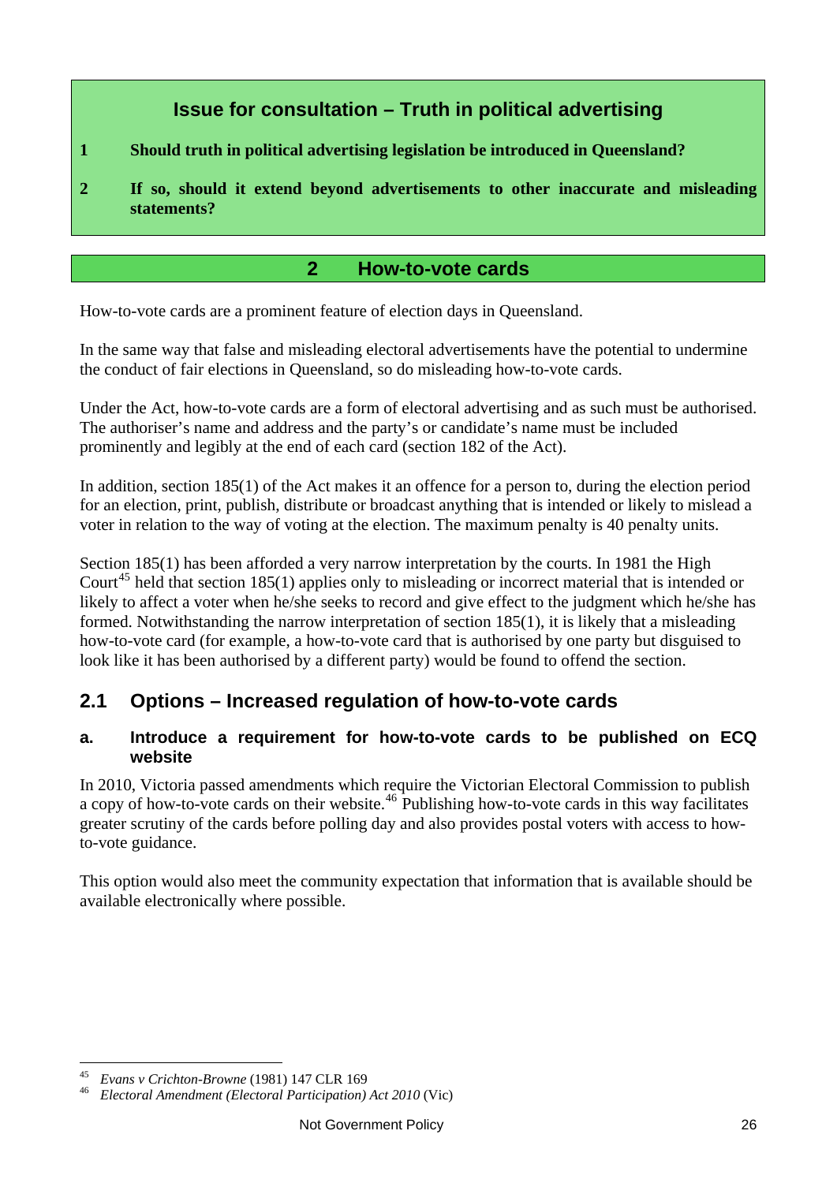### Issue for consultation – Truth in political advertising

1. **Should truth in political advertising legislation be introduced in Queensland?**
2. **If so, should it extend beyond advertisements to other inaccurate and misleading statements?**

## 2 How-to-vote cards

How-to-vote cards are a prominent feature of election days in Queensland.

In the same way that false and misleading electoral advertisements have the potential to undermine the conduct of fair elections in Queensland, so do misleading how-to-vote cards.

Under the Act, how-to-vote cards are a form of electoral advertising and as such must be authorised. The authoriser's name and address and the party's or candidate's name must be included prominently and legibly at the end of each card (section 182 of the Act).

In addition, section 185(1) of the Act makes it an offence for a person to, during the election period for an election, print, publish, distribute or broadcast anything that is intended or likely to mislead a voter in relation to the way of voting at the election. The maximum penalty is 40 penalty units.

Section 185(1) has been afforded a very narrow interpretation by the courts. In 1981 the High Court[45] held that section 185(1) applies only to misleading or incorrect material that is intended or likely to affect a voter when he/she seeks to record and give effect to the judgment which he/she has formed. Notwithstanding the narrow interpretation of section 185(1), it is likely that a misleading how-to-vote card (for example, a how-to-vote card that is authorised by one party but disguised to look like it has been authorised by a different party) would be found to offend the section.

### 2.1 Options – Increased regulation of how-to-vote cards

#### a. Introduce a requirement for how-to-vote cards to be published on ECQ website

In 2010, Victoria passed amendments which require the Victorian Electoral Commission to publish a copy of how-to-vote cards on their website.[46] Publishing how-to-vote cards in this way facilitates greater scrutiny of the cards before polling day and also provides postal voters with access to how-to-vote guidance.

This option would also meet the community expectation that information that is available should be available electronically where possible.

---

[45] *Evans v Crichton-Browne* (1981) 147 CLR 169

[46] *Electoral Amendment (Electoral Participation) Act 2010* (Vic)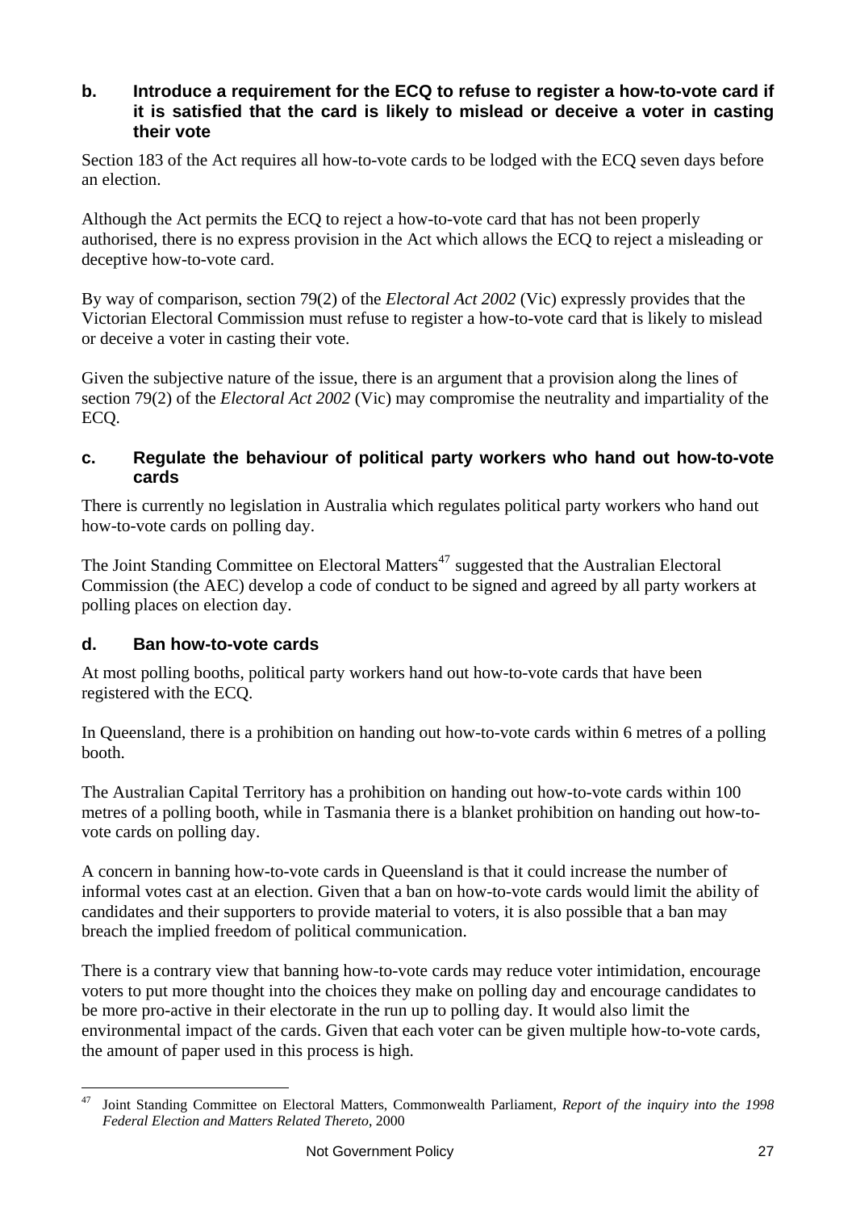### b. Introduce a requirement for the ECQ to refuse to register a how-to-vote card if it is satisfied that the card is likely to mislead or deceive a voter in casting their vote

Section 183 of the Act requires all how-to-vote cards to be lodged with the ECQ seven days before an election.

Although the Act permits the ECQ to reject a how-to-vote card that has not been properly authorised, there is no express provision in the Act which allows the ECQ to reject a misleading or deceptive how-to-vote card.

By way of comparison, section 79(2) of the *Electoral Act 2002* (Vic) expressly provides that the Victorian Electoral Commission must refuse to register a how-to-vote card that is likely to mislead or deceive a voter in casting their vote.

Given the subjective nature of the issue, there is an argument that a provision along the lines of section 79(2) of the *Electoral Act 2002* (Vic) may compromise the neutrality and impartiality of the ECQ.

### c. Regulate the behaviour of political party workers who hand out how-to-vote cards

There is currently no legislation in Australia which regulates political party workers who hand out how-to-vote cards on polling day.

The Joint Standing Committee on Electoral Matters[47] suggested that the Australian Electoral Commission (the AEC) develop a code of conduct to be signed and agreed by all party workers at polling places on election day.

### d. Ban how-to-vote cards

At most polling booths, political party workers hand out how-to-vote cards that have been registered with the ECQ.

In Queensland, there is a prohibition on handing out how-to-vote cards within 6 metres of a polling booth.

The Australian Capital Territory has a prohibition on handing out how-to-vote cards within 100 metres of a polling booth, while in Tasmania there is a blanket prohibition on handing out how-to-vote cards on polling day.

A concern in banning how-to-vote cards in Queensland is that it could increase the number of informal votes cast at an election. Given that a ban on how-to-vote cards would limit the ability of candidates and their supporters to provide material to voters, it is also possible that a ban may breach the implied freedom of political communication.

There is a contrary view that banning how-to-vote cards may reduce voter intimidation, encourage voters to put more thought into the choices they make on polling day and encourage candidates to be more pro-active in their electorate in the run up to polling day. It would also limit the environmental impact of the cards. Given that each voter can be given multiple how-to-vote cards, the amount of paper used in this process is high.

---

[47] Joint Standing Committee on Electoral Matters, Commonwealth Parliament, *Report of the inquiry into the 1998 Federal Election and Matters Related Thereto*, 2000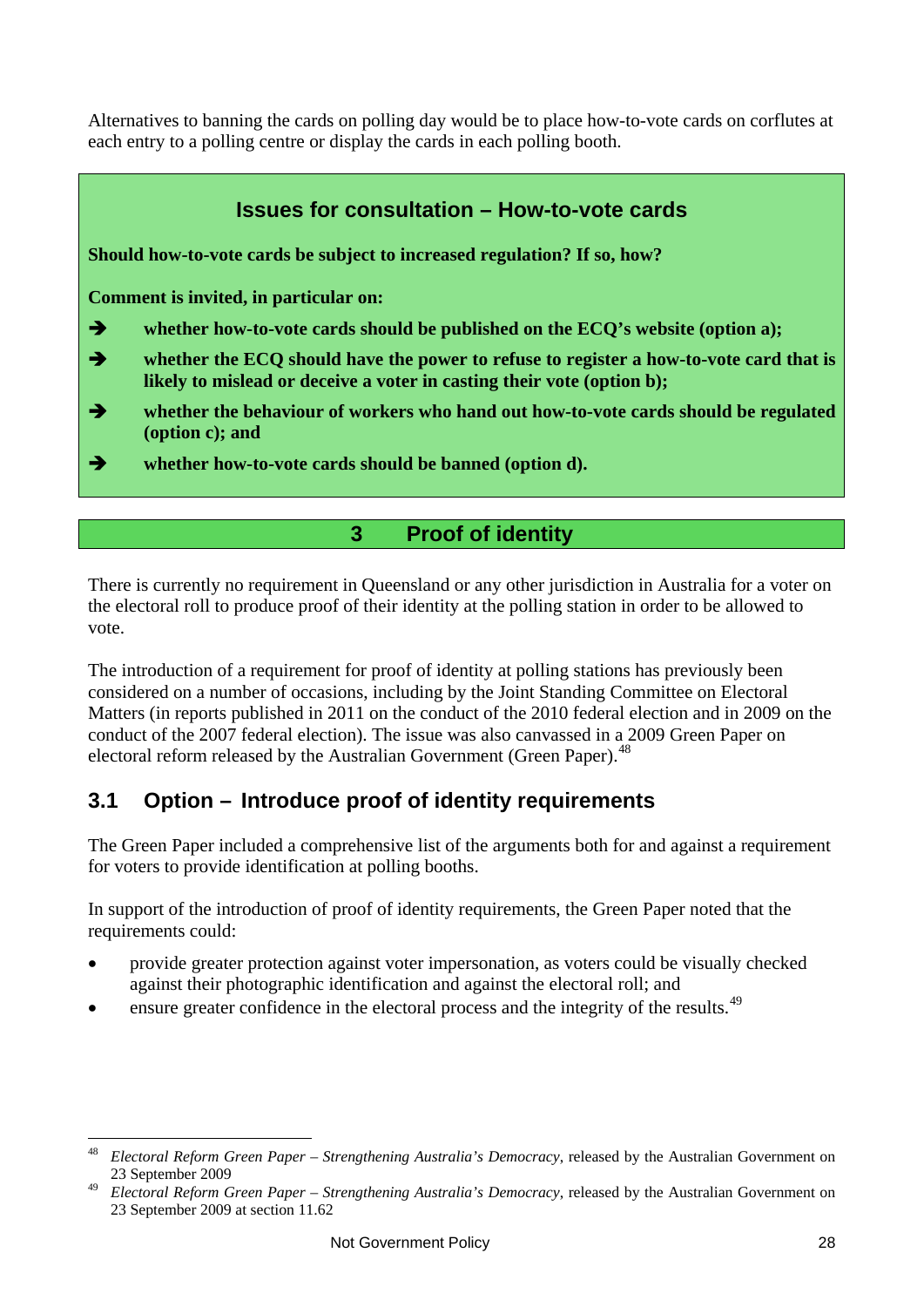Alternatives to banning the cards on polling day would be to place how-to-vote cards on corflutes at each entry to a polling centre or display the cards in each polling booth.

### Issues for consultation – How-to-vote cards

**Should how-to-vote cards be subject to increased regulation? If so, how?**

**Comment is invited, in particular on:**

- ➔ **whether how-to-vote cards should be published on the ECQ's website (option a);**
- ➔ **whether the ECQ should have the power to refuse to register a how-to-vote card that is likely to mislead or deceive a voter in casting their vote (option b);**
- ➔ **whether the behaviour of workers who hand out how-to-vote cards should be regulated (option c); and**
- ➔ **whether how-to-vote cards should be banned (option d).**

## 3 Proof of identity

There is currently no requirement in Queensland or any other jurisdiction in Australia for a voter on the electoral roll to produce proof of their identity at the polling station in order to be allowed to vote.

The introduction of a requirement for proof of identity at polling stations has previously been considered on a number of occasions, including by the Joint Standing Committee on Electoral Matters (in reports published in 2011 on the conduct of the 2010 federal election and in 2009 on the conduct of the 2007 federal election). The issue was also canvassed in a 2009 Green Paper on electoral reform released by the Australian Government (Green Paper).[48]

### 3.1 Option – Introduce proof of identity requirements

The Green Paper included a comprehensive list of the arguments both for and against a requirement for voters to provide identification at polling booths.

In support of the introduction of proof of identity requirements, the Green Paper noted that the requirements could:

- provide greater protection against voter impersonation, as voters could be visually checked against their photographic identification and against the electoral roll; and
- ensure greater confidence in the electoral process and the integrity of the results.[49]

---

[48] *Electoral Reform Green Paper – Strengthening Australia's Democracy*, released by the Australian Government on 23 September 2009

[49] *Electoral Reform Green Paper – Strengthening Australia's Democracy*, released by the Australian Government on 23 September 2009 at section 11.62

Not Government Policy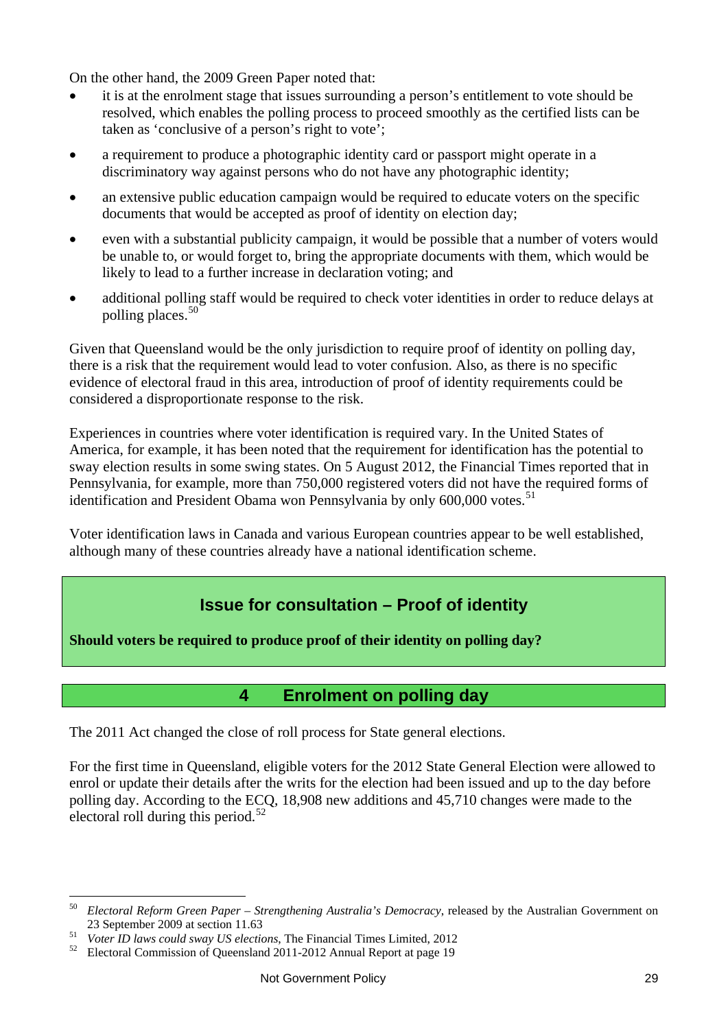On the other hand, the 2009 Green Paper noted that:

- it is at the enrolment stage that issues surrounding a person's entitlement to vote should be resolved, which enables the polling process to proceed smoothly as the certified lists can be taken as 'conclusive of a person's right to vote';
- a requirement to produce a photographic identity card or passport might operate in a discriminatory way against persons who do not have any photographic identity;
- an extensive public education campaign would be required to educate voters on the specific documents that would be accepted as proof of identity on election day;
- even with a substantial publicity campaign, it would be possible that a number of voters would be unable to, or would forget to, bring the appropriate documents with them, which would be likely to lead to a further increase in declaration voting; and
- additional polling staff would be required to check voter identities in order to reduce delays at polling places.[50]

Given that Queensland would be the only jurisdiction to require proof of identity on polling day, there is a risk that the requirement would lead to voter confusion. Also, as there is no specific evidence of electoral fraud in this area, introduction of proof of identity requirements could be considered a disproportionate response to the risk.

Experiences in countries where voter identification is required vary. In the United States of America, for example, it has been noted that the requirement for identification has the potential to sway election results in some swing states. On 5 August 2012, the Financial Times reported that in Pennsylvania, for example, more than 750,000 registered voters did not have the required forms of identification and President Obama won Pennsylvania by only 600,000 votes.[51]

Voter identification laws in Canada and various European countries appear to be well established, although many of these countries already have a national identification scheme.

### Issue for consultation – Proof of identity

**Should voters be required to produce proof of their identity on polling day?**

## 4 Enrolment on polling day

The 2011 Act changed the close of roll process for State general elections.

For the first time in Queensland, eligible voters for the 2012 State General Election were allowed to enrol or update their details after the writs for the election had been issued and up to the day before polling day. According to the ECQ, 18,908 new additions and 45,710 changes were made to the electoral roll during this period.[52]

---

[50] *Electoral Reform Green Paper – Strengthening Australia's Democracy*, released by the Australian Government on 23 September 2009 at section 11.63

[51] *Voter ID laws could sway US elections*, The Financial Times Limited, 2012

[52] Electoral Commission of Queensland 2011-2012 Annual Report at page 19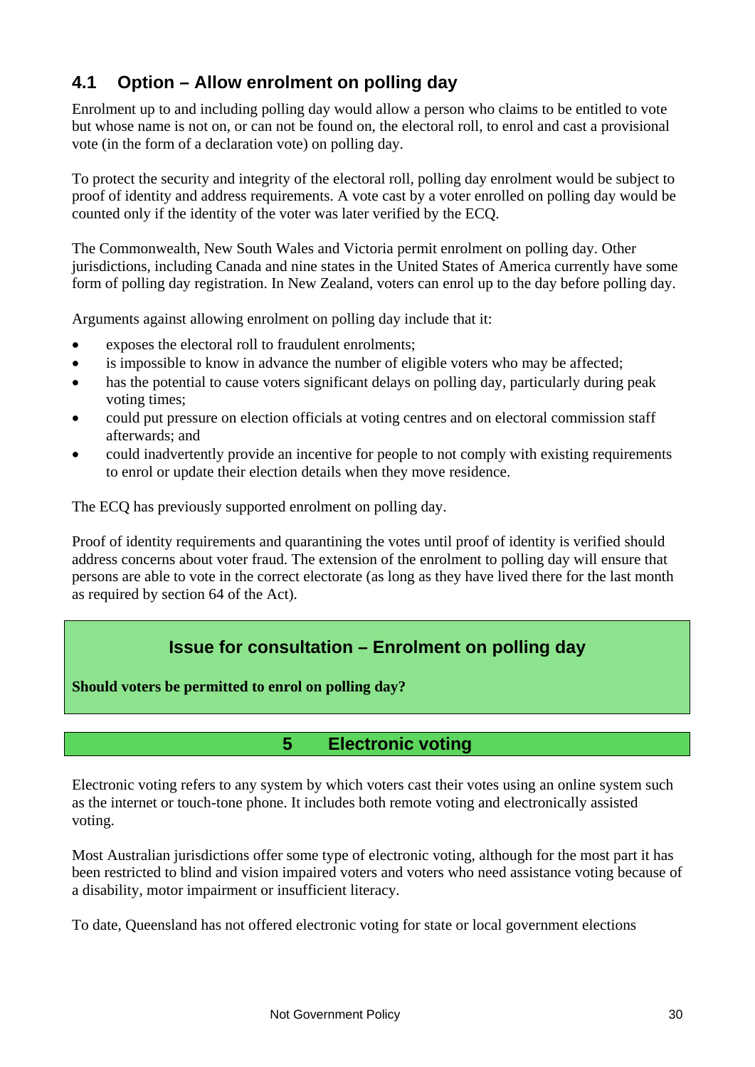## 4.1 Option – Allow enrolment on polling day

Enrolment up to and including polling day would allow a person who claims to be entitled to vote but whose name is not on, or can not be found on, the electoral roll, to enrol and cast a provisional vote (in the form of a declaration vote) on polling day.

To protect the security and integrity of the electoral roll, polling day enrolment would be subject to proof of identity and address requirements. A vote cast by a voter enrolled on polling day would be counted only if the identity of the voter was later verified by the ECQ.

The Commonwealth, New South Wales and Victoria permit enrolment on polling day. Other jurisdictions, including Canada and nine states in the United States of America currently have some form of polling day registration. In New Zealand, voters can enrol up to the day before polling day.

Arguments against allowing enrolment on polling day include that it:

- exposes the electoral roll to fraudulent enrolments;
- is impossible to know in advance the number of eligible voters who may be affected;
- has the potential to cause voters significant delays on polling day, particularly during peak voting times;
- could put pressure on election officials at voting centres and on electoral commission staff afterwards; and
- could inadvertently provide an incentive for people to not comply with existing requirements to enrol or update their election details when they move residence.

The ECQ has previously supported enrolment on polling day.

Proof of identity requirements and quarantining the votes until proof of identity is verified should address concerns about voter fraud. The extension of the enrolment to polling day will ensure that persons are able to vote in the correct electorate (as long as they have lived there for the last month as required by section 64 of the Act).

### Issue for consultation – Enrolment on polling day

**Should voters be permitted to enrol on polling day?**

# 5 Electronic voting

Electronic voting refers to any system by which voters cast their votes using an online system such as the internet or touch-tone phone. It includes both remote voting and electronically assisted voting.

Most Australian jurisdictions offer some type of electronic voting, although for the most part it has been restricted to blind and vision impaired voters and voters who need assistance voting because of a disability, motor impairment or insufficient literacy.

To date, Queensland has not offered electronic voting for state or local government elections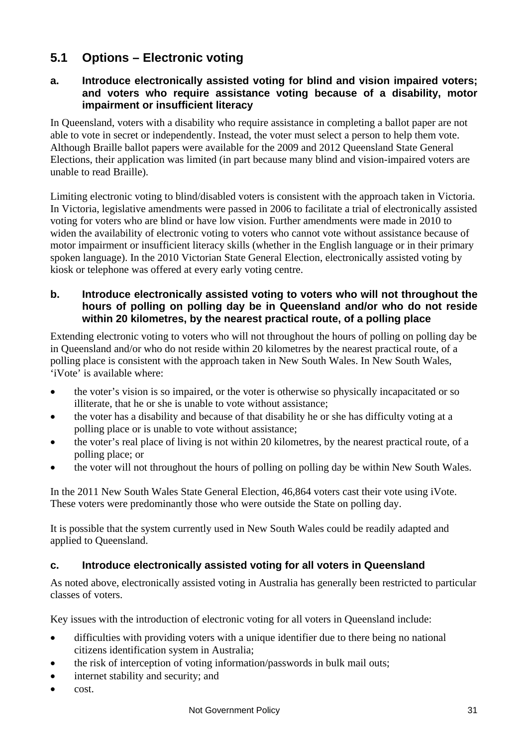## 5.1 Options – Electronic voting

### a. Introduce electronically assisted voting for blind and vision impaired voters; and voters who require assistance voting because of a disability, motor impairment or insufficient literacy

In Queensland, voters with a disability who require assistance in completing a ballot paper are not able to vote in secret or independently. Instead, the voter must select a person to help them vote. Although Braille ballot papers were available for the 2009 and 2012 Queensland State General Elections, their application was limited (in part because many blind and vision-impaired voters are unable to read Braille).

Limiting electronic voting to blind/disabled voters is consistent with the approach taken in Victoria. In Victoria, legislative amendments were passed in 2006 to facilitate a trial of electronically assisted voting for voters who are blind or have low vision. Further amendments were made in 2010 to widen the availability of electronic voting to voters who cannot vote without assistance because of motor impairment or insufficient literacy skills (whether in the English language or in their primary spoken language). In the 2010 Victorian State General Election, electronically assisted voting by kiosk or telephone was offered at every early voting centre.

### b. Introduce electronically assisted voting to voters who will not throughout the hours of polling on polling day be in Queensland and/or who do not reside within 20 kilometres, by the nearest practical route, of a polling place

Extending electronic voting to voters who will not throughout the hours of polling on polling day be in Queensland and/or who do not reside within 20 kilometres by the nearest practical route, of a polling place is consistent with the approach taken in New South Wales. In New South Wales, 'iVote' is available where:

- the voter's vision is so impaired, or the voter is otherwise so physically incapacitated or so illiterate, that he or she is unable to vote without assistance;
- the voter has a disability and because of that disability he or she has difficulty voting at a polling place or is unable to vote without assistance;
- the voter's real place of living is not within 20 kilometres, by the nearest practical route, of a polling place; or
- the voter will not throughout the hours of polling on polling day be within New South Wales.

In the 2011 New South Wales State General Election, 46,864 voters cast their vote using iVote. These voters were predominantly those who were outside the State on polling day.

It is possible that the system currently used in New South Wales could be readily adapted and applied to Queensland.

### c. Introduce electronically assisted voting for all voters in Queensland

As noted above, electronically assisted voting in Australia has generally been restricted to particular classes of voters.

Key issues with the introduction of electronic voting for all voters in Queensland include:

- difficulties with providing voters with a unique identifier due to there being no national citizens identification system in Australia;
- the risk of interception of voting information/passwords in bulk mail outs;
- internet stability and security; and
- cost.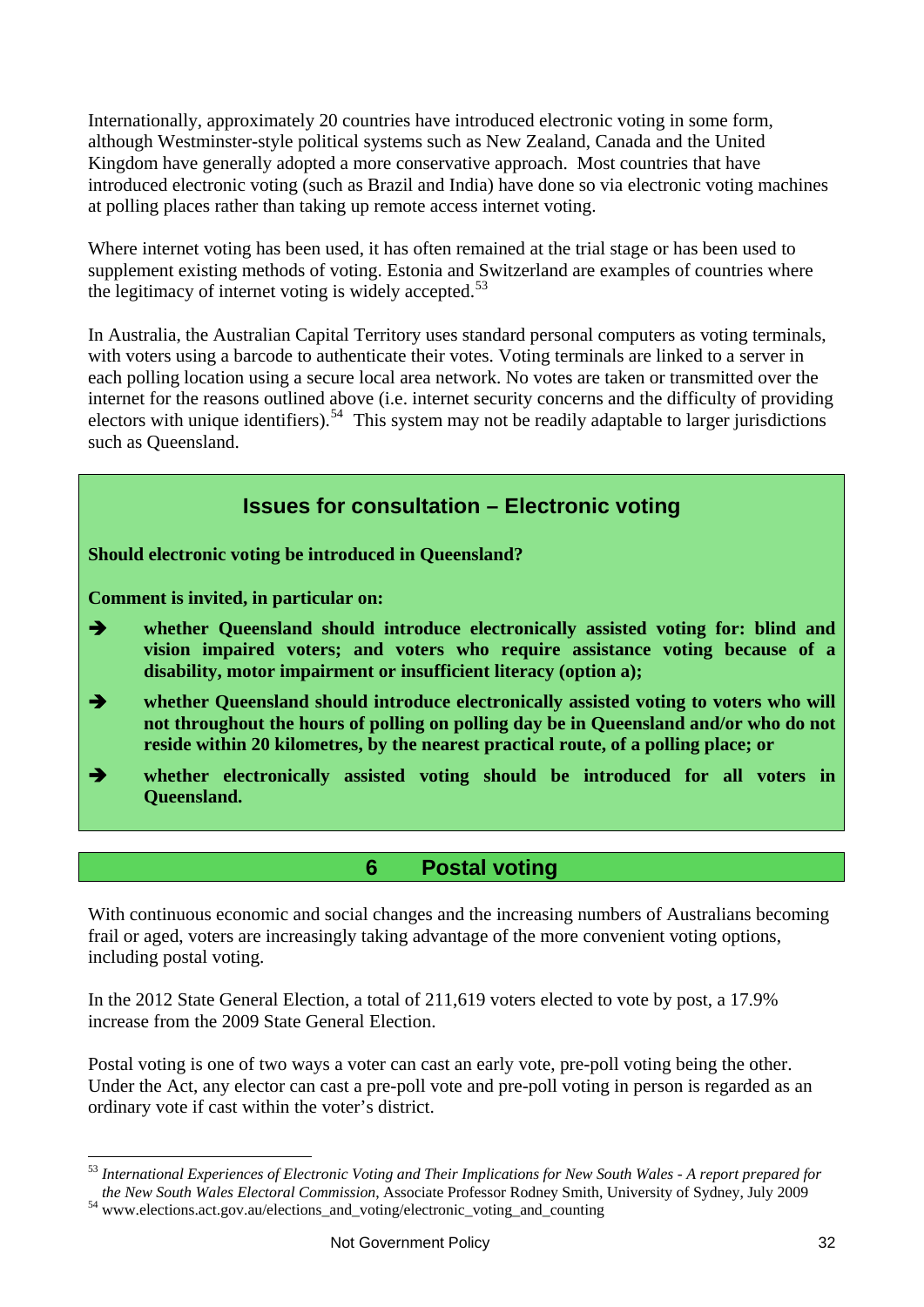Internationally, approximately 20 countries have introduced electronic voting in some form, although Westminster-style political systems such as New Zealand, Canada and the United Kingdom have generally adopted a more conservative approach. Most countries that have introduced electronic voting (such as Brazil and India) have done so via electronic voting machines at polling places rather than taking up remote access internet voting.

Where internet voting has been used, it has often remained at the trial stage or has been used to supplement existing methods of voting. Estonia and Switzerland are examples of countries where the legitimacy of internet voting is widely accepted.[53]

In Australia, the Australian Capital Territory uses standard personal computers as voting terminals, with voters using a barcode to authenticate their votes. Voting terminals are linked to a server in each polling location using a secure local area network. No votes are taken or transmitted over the internet for the reasons outlined above (i.e. internet security concerns and the difficulty of providing electors with unique identifiers).[54] This system may not be readily adaptable to larger jurisdictions such as Queensland.

### Issues for consultation – Electronic voting

**Should electronic voting be introduced in Queensland?**

**Comment is invited, in particular on:**

- ➔ **whether Queensland should introduce electronically assisted voting for: blind and vision impaired voters; and voters who require assistance voting because of a disability, motor impairment or insufficient literacy (option a);**
- ➔ **whether Queensland should introduce electronically assisted voting to voters who will not throughout the hours of polling on polling day be in Queensland and/or who do not reside within 20 kilometres, by the nearest practical route, of a polling place; or**
- ➔ **whether electronically assisted voting should be introduced for all voters in Queensland.**

## 6 Postal voting

With continuous economic and social changes and the increasing numbers of Australians becoming frail or aged, voters are increasingly taking advantage of the more convenient voting options, including postal voting.

In the 2012 State General Election, a total of 211,619 voters elected to vote by post, a 17.9% increase from the 2009 State General Election.

Postal voting is one of two ways a voter can cast an early vote, pre-poll voting being the other. Under the Act, any elector can cast a pre-poll vote and pre-poll voting in person is regarded as an ordinary vote if cast within the voter's district.

---

[53] *International Experiences of Electronic Voting and Their Implications for New South Wales - A report prepared for the New South Wales Electoral Commission*, Associate Professor Rodney Smith, University of Sydney, July 2009

[54] www.elections.act.gov.au/elections_and_voting/electronic_voting_and_counting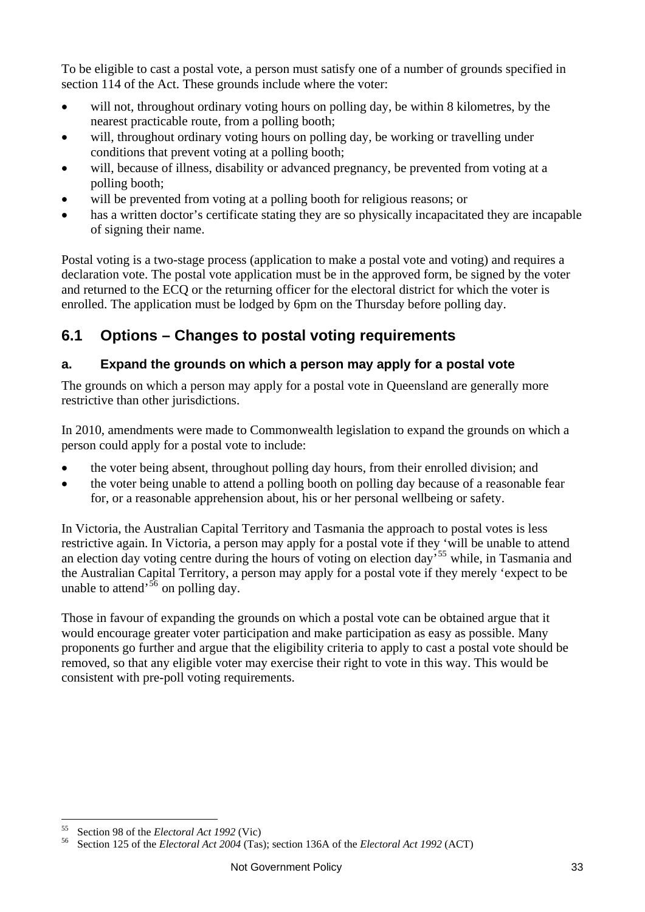To be eligible to cast a postal vote, a person must satisfy one of a number of grounds specified in section 114 of the Act. These grounds include where the voter:

- will not, throughout ordinary voting hours on polling day, be within 8 kilometres, by the nearest practicable route, from a polling booth;
- will, throughout ordinary voting hours on polling day, be working or travelling under conditions that prevent voting at a polling booth;
- will, because of illness, disability or advanced pregnancy, be prevented from voting at a polling booth;
- will be prevented from voting at a polling booth for religious reasons; or
- has a written doctor's certificate stating they are so physically incapacitated they are incapable of signing their name.

Postal voting is a two-stage process (application to make a postal vote and voting) and requires a declaration vote. The postal vote application must be in the approved form, be signed by the voter and returned to the ECQ or the returning officer for the electoral district for which the voter is enrolled. The application must be lodged by 6pm on the Thursday before polling day.

## 6.1 Options – Changes to postal voting requirements

### a. Expand the grounds on which a person may apply for a postal vote

The grounds on which a person may apply for a postal vote in Queensland are generally more restrictive than other jurisdictions.

In 2010, amendments were made to Commonwealth legislation to expand the grounds on which a person could apply for a postal vote to include:

- the voter being absent, throughout polling day hours, from their enrolled division; and
- the voter being unable to attend a polling booth on polling day because of a reasonable fear for, or a reasonable apprehension about, his or her personal wellbeing or safety.

In Victoria, the Australian Capital Territory and Tasmania the approach to postal votes is less restrictive again. In Victoria, a person may apply for a postal vote if they 'will be unable to attend an election day voting centre during the hours of voting on election day'[55] while, in Tasmania and the Australian Capital Territory, a person may apply for a postal vote if they merely 'expect to be unable to attend'[56] on polling day.

Those in favour of expanding the grounds on which a postal vote can be obtained argue that it would encourage greater voter participation and make participation as easy as possible. Many proponents go further and argue that the eligibility criteria to apply to cast a postal vote should be removed, so that any eligible voter may exercise their right to vote in this way. This would be consistent with pre-poll voting requirements.

---

[55] Section 98 of the *Electoral Act 1992* (Vic)

[56] Section 125 of the *Electoral Act 2004* (Tas); section 136A of the *Electoral Act 1992* (ACT)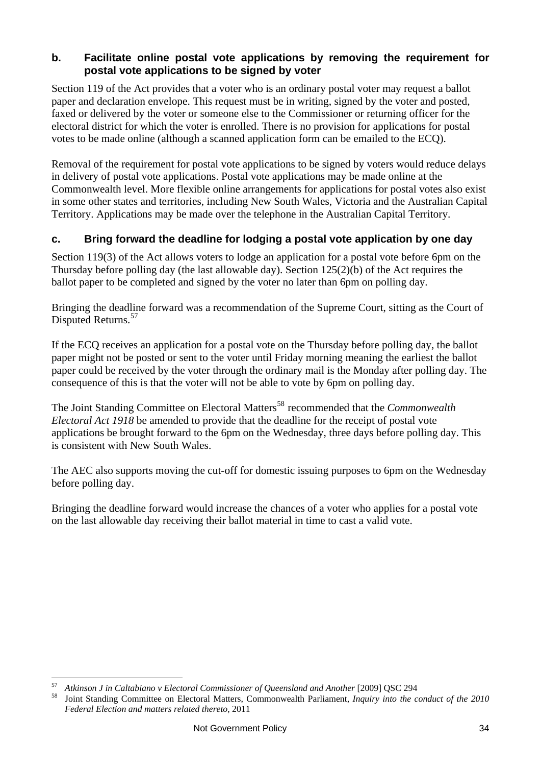### b. Facilitate online postal vote applications by removing the requirement for postal vote applications to be signed by voter

Section 119 of the Act provides that a voter who is an ordinary postal voter may request a ballot paper and declaration envelope. This request must be in writing, signed by the voter and posted, faxed or delivered by the voter or someone else to the Commissioner or returning officer for the electoral district for which the voter is enrolled. There is no provision for applications for postal votes to be made online (although a scanned application form can be emailed to the ECQ).

Removal of the requirement for postal vote applications to be signed by voters would reduce delays in delivery of postal vote applications. Postal vote applications may be made online at the Commonwealth level. More flexible online arrangements for applications for postal votes also exist in some other states and territories, including New South Wales, Victoria and the Australian Capital Territory. Applications may be made over the telephone in the Australian Capital Territory.

### c. Bring forward the deadline for lodging a postal vote application by one day

Section 119(3) of the Act allows voters to lodge an application for a postal vote before 6pm on the Thursday before polling day (the last allowable day). Section 125(2)(b) of the Act requires the ballot paper to be completed and signed by the voter no later than 6pm on polling day.

Bringing the deadline forward was a recommendation of the Supreme Court, sitting as the Court of Disputed Returns.[57]

If the ECQ receives an application for a postal vote on the Thursday before polling day, the ballot paper might not be posted or sent to the voter until Friday morning meaning the earliest the ballot paper could be received by the voter through the ordinary mail is the Monday after polling day. The consequence of this is that the voter will not be able to vote by 6pm on polling day.

The Joint Standing Committee on Electoral Matters[58] recommended that the *Commonwealth Electoral Act 1918* be amended to provide that the deadline for the receipt of postal vote applications be brought forward to the 6pm on the Wednesday, three days before polling day. This is consistent with New South Wales.

The AEC also supports moving the cut-off for domestic issuing purposes to 6pm on the Wednesday before polling day.

Bringing the deadline forward would increase the chances of a voter who applies for a postal vote on the last allowable day receiving their ballot material in time to cast a valid vote.

---

[57] *Atkinson J in Caltabiano v Electoral Commissioner of Queensland and Another* [2009] QSC 294

[58] Joint Standing Committee on Electoral Matters, Commonwealth Parliament, *Inquiry into the conduct of the 2010 Federal Election and matters related thereto*, 2011

Not Government Policy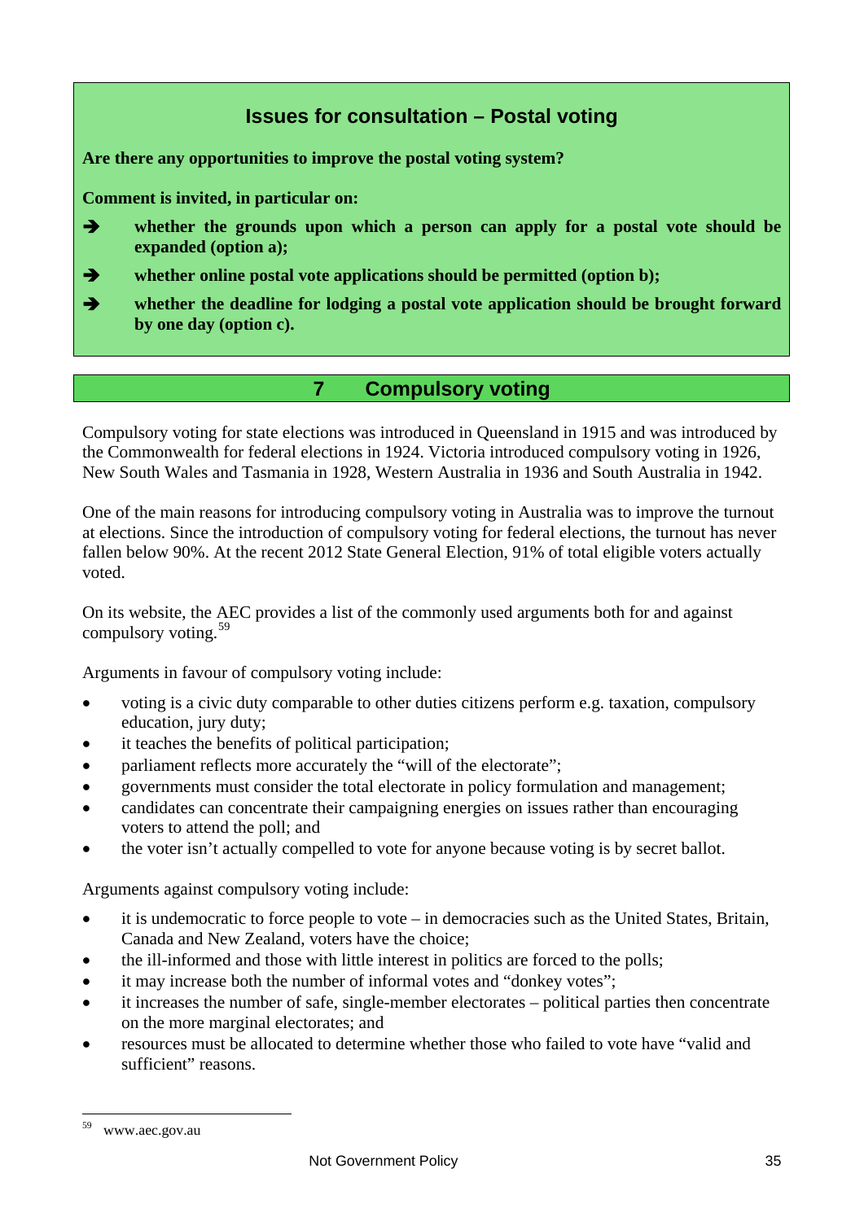### Issues for consultation – Postal voting

**Are there any opportunities to improve the postal voting system?**

**Comment is invited, in particular on:**

- ➔ **whether the grounds upon which a person can apply for a postal vote should be expanded (option a);**
- ➔ **whether online postal vote applications should be permitted (option b);**
- ➔ **whether the deadline for lodging a postal vote application should be brought forward by one day (option c).**

## 7 Compulsory voting

Compulsory voting for state elections was introduced in Queensland in 1915 and was introduced by the Commonwealth for federal elections in 1924. Victoria introduced compulsory voting in 1926, New South Wales and Tasmania in 1928, Western Australia in 1936 and South Australia in 1942.

One of the main reasons for introducing compulsory voting in Australia was to improve the turnout at elections. Since the introduction of compulsory voting for federal elections, the turnout has never fallen below 90%. At the recent 2012 State General Election, 91% of total eligible voters actually voted.

On its website, the AEC provides a list of the commonly used arguments both for and against compulsory voting.[59]

Arguments in favour of compulsory voting include:

- voting is a civic duty comparable to other duties citizens perform e.g. taxation, compulsory education, jury duty;
- it teaches the benefits of political participation;
- parliament reflects more accurately the "will of the electorate";
- governments must consider the total electorate in policy formulation and management;
- candidates can concentrate their campaigning energies on issues rather than encouraging voters to attend the poll; and
- the voter isn't actually compelled to vote for anyone because voting is by secret ballot.

Arguments against compulsory voting include:

- it is undemocratic to force people to vote – in democracies such as the United States, Britain, Canada and New Zealand, voters have the choice;
- the ill-informed and those with little interest in politics are forced to the polls;
- it may increase both the number of informal votes and "donkey votes";
- it increases the number of safe, single-member electorates – political parties then concentrate on the more marginal electorates; and
- resources must be allocated to determine whether those who failed to vote have "valid and sufficient" reasons.

---

[59] www.aec.gov.au

Not Government Policy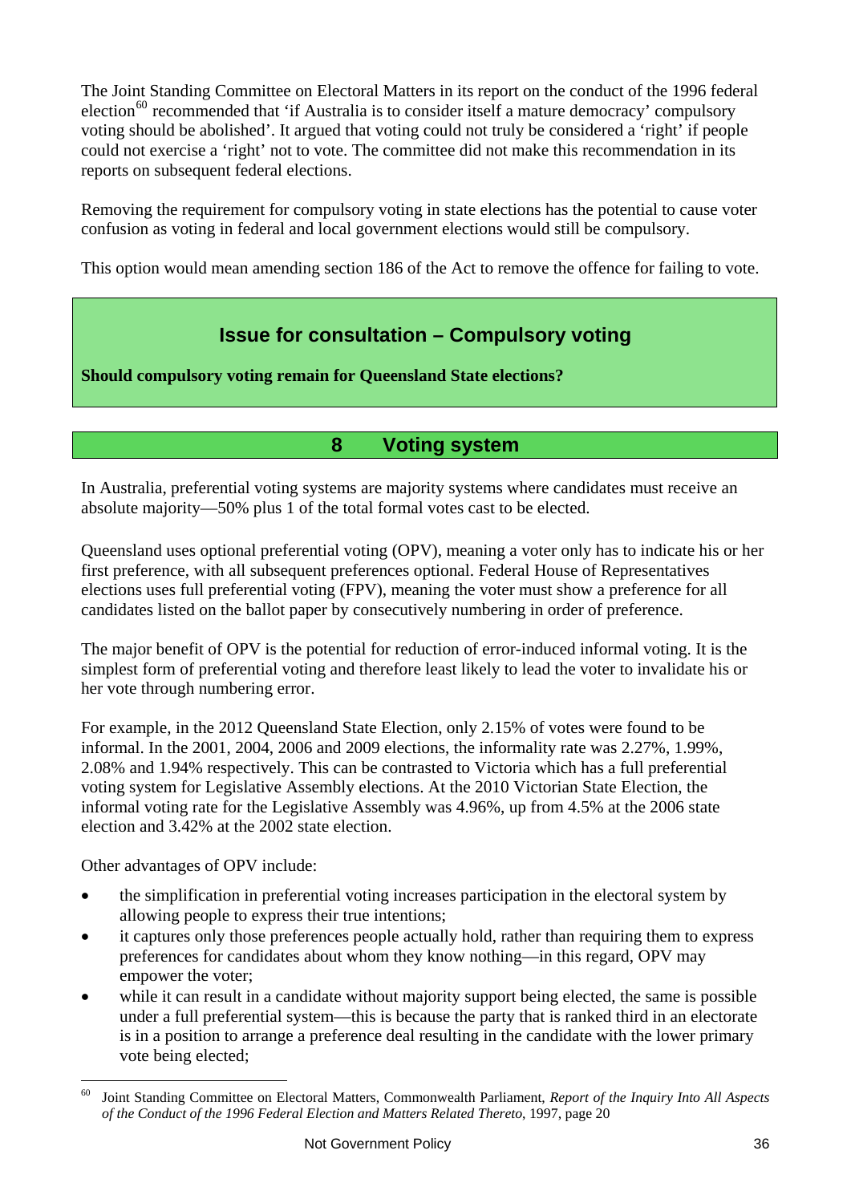The Joint Standing Committee on Electoral Matters in its report on the conduct of the 1996 federal election[60] recommended that 'if Australia is to consider itself a mature democracy' compulsory voting should be abolished'. It argued that voting could not truly be considered a 'right' if people could not exercise a 'right' not to vote. The committee did not make this recommendation in its reports on subsequent federal elections.

Removing the requirement for compulsory voting in state elections has the potential to cause voter confusion as voting in federal and local government elections would still be compulsory.

This option would mean amending section 186 of the Act to remove the offence for failing to vote.

### Issue for consultation – Compulsory voting

**Should compulsory voting remain for Queensland State elections?**

## 8 Voting system

In Australia, preferential voting systems are majority systems where candidates must receive an absolute majority—50% plus 1 of the total formal votes cast to be elected.

Queensland uses optional preferential voting (OPV), meaning a voter only has to indicate his or her first preference, with all subsequent preferences optional. Federal House of Representatives elections uses full preferential voting (FPV), meaning the voter must show a preference for all candidates listed on the ballot paper by consecutively numbering in order of preference.

The major benefit of OPV is the potential for reduction of error-induced informal voting. It is the simplest form of preferential voting and therefore least likely to lead the voter to invalidate his or her vote through numbering error.

For example, in the 2012 Queensland State Election, only 2.15% of votes were found to be informal. In the 2001, 2004, 2006 and 2009 elections, the informality rate was 2.27%, 1.99%, 2.08% and 1.94% respectively. This can be contrasted to Victoria which has a full preferential voting system for Legislative Assembly elections. At the 2010 Victorian State Election, the informal voting rate for the Legislative Assembly was 4.96%, up from 4.5% at the 2006 state election and 3.42% at the 2002 state election.

Other advantages of OPV include:

- the simplification in preferential voting increases participation in the electoral system by allowing people to express their true intentions;
- it captures only those preferences people actually hold, rather than requiring them to express preferences for candidates about whom they know nothing—in this regard, OPV may empower the voter;
- while it can result in a candidate without majority support being elected, the same is possible under a full preferential system—this is because the party that is ranked third in an electorate is in a position to arrange a preference deal resulting in the candidate with the lower primary vote being elected;

[60] Joint Standing Committee on Electoral Matters, Commonwealth Parliament, *Report of the Inquiry Into All Aspects of the Conduct of the 1996 Federal Election and Matters Related Thereto*, 1997, page 20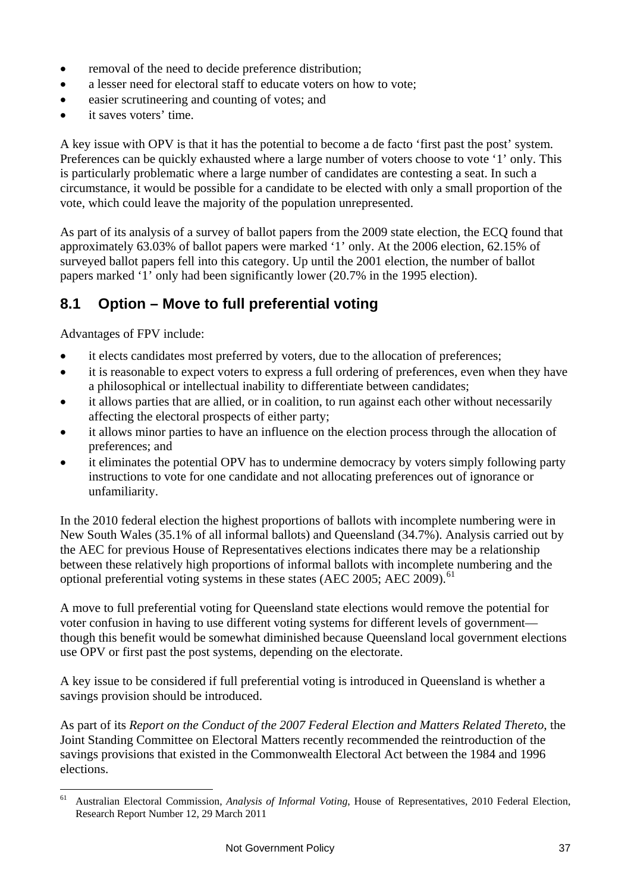- removal of the need to decide preference distribution;
- a lesser need for electoral staff to educate voters on how to vote;
- easier scrutineering and counting of votes; and
- it saves voters' time.

A key issue with OPV is that it has the potential to become a de facto 'first past the post' system. Preferences can be quickly exhausted where a large number of voters choose to vote '1' only. This is particularly problematic where a large number of candidates are contesting a seat. In such a circumstance, it would be possible for a candidate to be elected with only a small proportion of the vote, which could leave the majority of the population unrepresented.

As part of its analysis of a survey of ballot papers from the 2009 state election, the ECQ found that approximately 63.03% of ballot papers were marked '1' only. At the 2006 election, 62.15% of surveyed ballot papers fell into this category. Up until the 2001 election, the number of ballot papers marked '1' only had been significantly lower (20.7% in the 1995 election).

## 8.1 Option – Move to full preferential voting

Advantages of FPV include:

- it elects candidates most preferred by voters, due to the allocation of preferences;
- it is reasonable to expect voters to express a full ordering of preferences, even when they have a philosophical or intellectual inability to differentiate between candidates;
- it allows parties that are allied, or in coalition, to run against each other without necessarily affecting the electoral prospects of either party;
- it allows minor parties to have an influence on the election process through the allocation of preferences; and
- it eliminates the potential OPV has to undermine democracy by voters simply following party instructions to vote for one candidate and not allocating preferences out of ignorance or unfamiliarity.

In the 2010 federal election the highest proportions of ballots with incomplete numbering were in New South Wales (35.1% of all informal ballots) and Queensland (34.7%). Analysis carried out by the AEC for previous House of Representatives elections indicates there may be a relationship between these relatively high proportions of informal ballots with incomplete numbering and the optional preferential voting systems in these states (AEC 2005; AEC 2009).[61]

A move to full preferential voting for Queensland state elections would remove the potential for voter confusion in having to use different voting systems for different levels of government—though this benefit would be somewhat diminished because Queensland local government elections use OPV or first past the post systems, depending on the electorate.

A key issue to be considered if full preferential voting is introduced in Queensland is whether a savings provision should be introduced.

As part of its *Report on the Conduct of the 2007 Federal Election and Matters Related Thereto*, the Joint Standing Committee on Electoral Matters recently recommended the reintroduction of the savings provisions that existed in the Commonwealth Electoral Act between the 1984 and 1996 elections.

---

[61] Australian Electoral Commission, *Analysis of Informal Voting*, House of Representatives, 2010 Federal Election, Research Report Number 12, 29 March 2011

Not Government Policy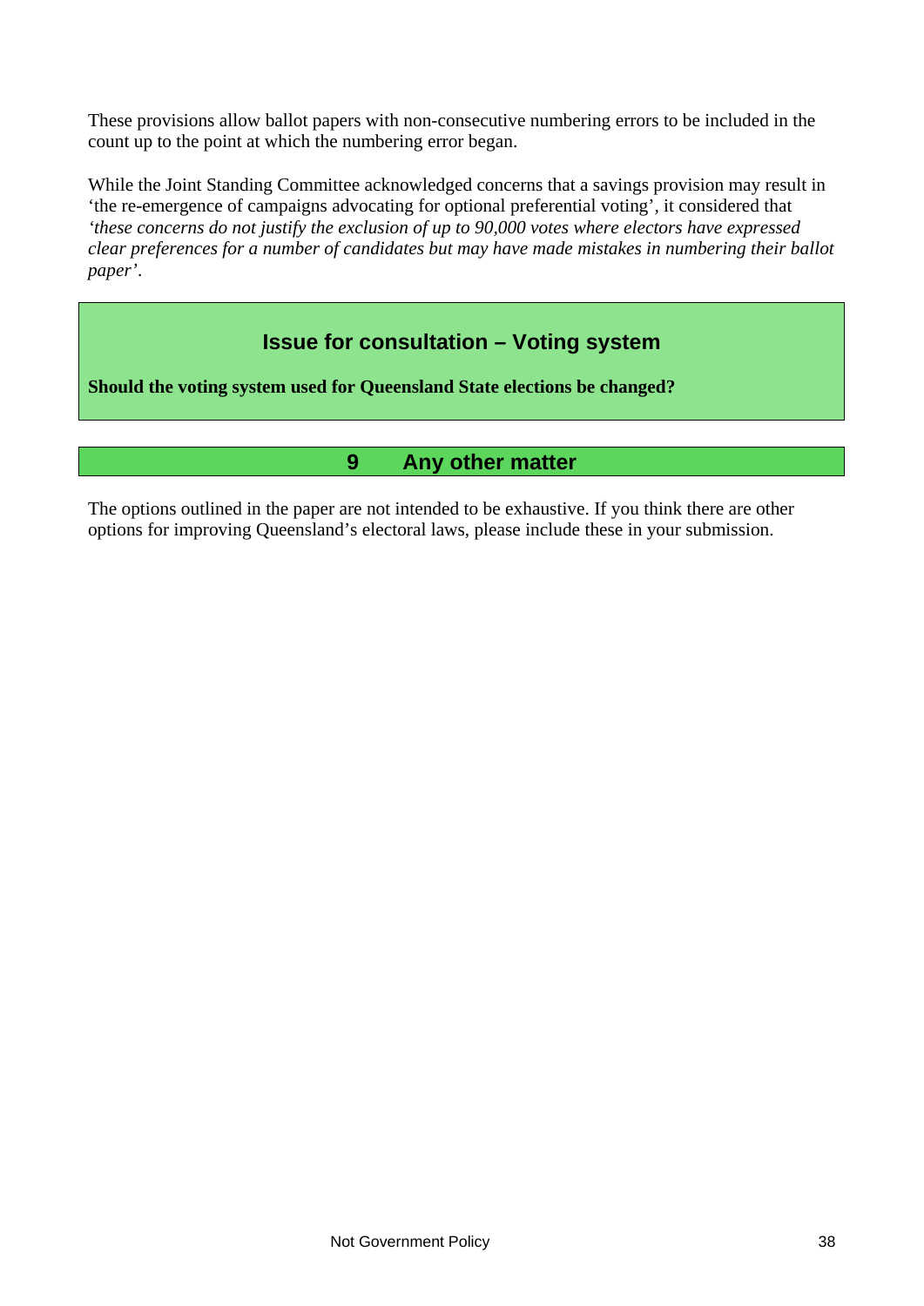These provisions allow ballot papers with non-consecutive numbering errors to be included in the count up to the point at which the numbering error began.

While the Joint Standing Committee acknowledged concerns that a savings provision may result in 'the re-emergence of campaigns advocating for optional preferential voting', it considered that *'these concerns do not justify the exclusion of up to 90,000 votes where electors have expressed clear preferences for a number of candidates but may have made mistakes in numbering their ballot paper'*.

### Issue for consultation – Voting system

**Should the voting system used for Queensland State elections be changed?**

## 9 Any other matter

The options outlined in the paper are not intended to be exhaustive. If you think there are other options for improving Queensland's electoral laws, please include these in your submission.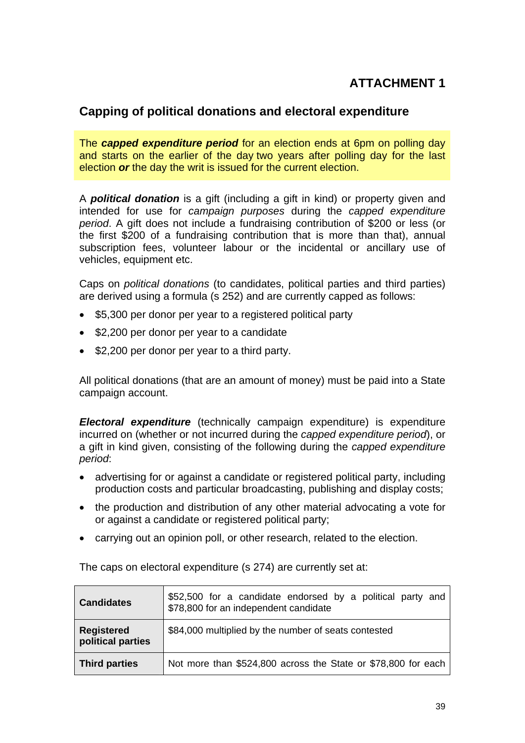**ATTACHMENT 1**

## Capping of political donations and electoral expenditure

The ***capped expenditure period*** for an election ends at 6pm on polling day and starts on the earlier of the day two years after polling day for the last election ***or*** the day the writ is issued for the current election.

A ***political donation*** is a gift (including a gift in kind) or property given and intended for use for *campaign purposes* during the *capped expenditure period*. A gift does not include a fundraising contribution of $200 or less (or the first $200 of a fundraising contribution that is more than that), annual subscription fees, volunteer labour or the incidental or ancillary use of vehicles, equipment etc.

Caps on *political donations* (to candidates, political parties and third parties) are derived using a formula (s 252) and are currently capped as follows:

- $5,300 per donor per year to a registered political party
- $2,200 per donor per year to a candidate
- $2,200 per donor per year to a third party.

All political donations (that are an amount of money) must be paid into a State campaign account.

***Electoral expenditure*** (technically campaign expenditure) is expenditure incurred on (whether or not incurred during the *capped expenditure period*), or a gift in kind given, consisting of the following during the *capped expenditure period*:

- advertising for or against a candidate or registered political party, including production costs and particular broadcasting, publishing and display costs;
- the production and distribution of any other material advocating a vote for or against a candidate or registered political party;
- carrying out an opinion poll, or other research, related to the election.

The caps on electoral expenditure (s 274) are currently set at:

| | |
|---|---|
| **Candidates** | $52,500 for a candidate endorsed by a political party and $78,800 for an independent candidate |
| **Registered political parties** | $84,000 multiplied by the number of seats contested |
| **Third parties** | Not more than $524,800 across the State or $78,800 for each |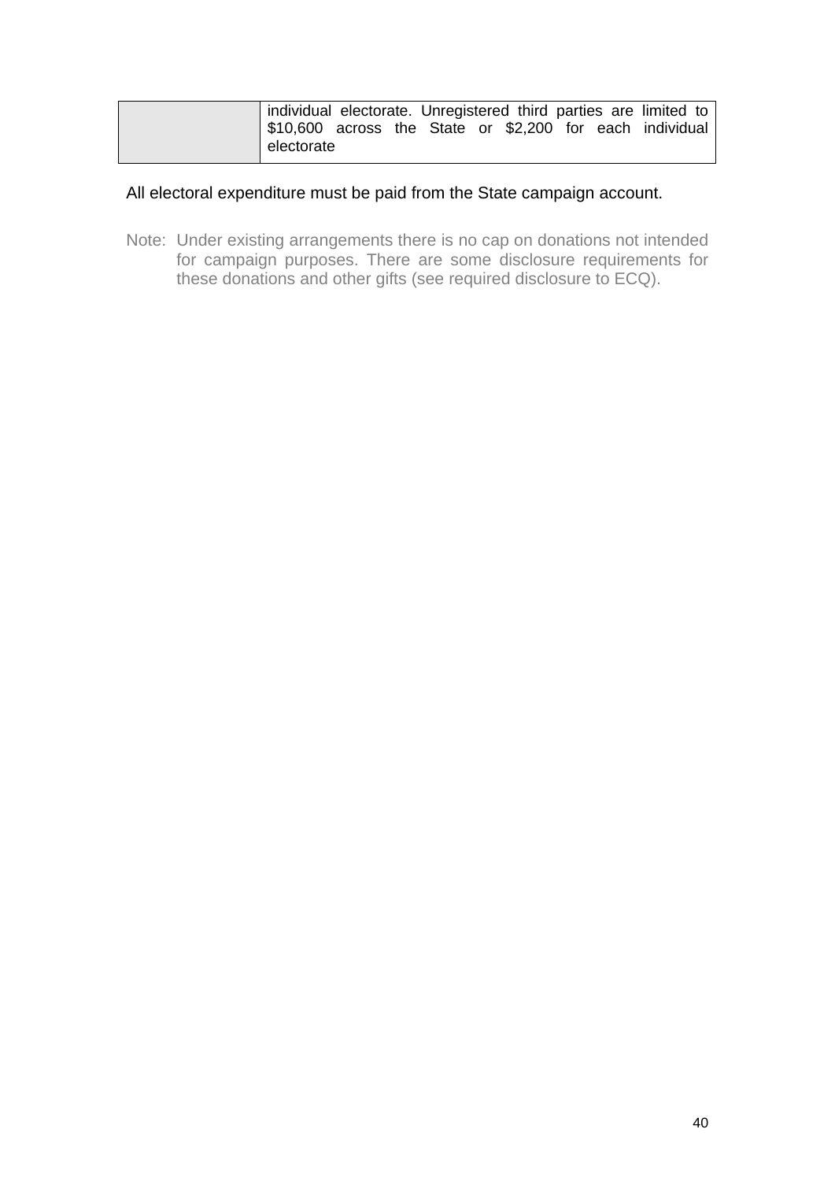| | |
|---|---|
| | individual electorate. Unregistered third parties are limited to $10,600 across the State or $2,200 for each individual electorate |

All electoral expenditure must be paid from the State campaign account.

Note: Under existing arrangements there is no cap on donations not intended for campaign purposes. There are some disclosure requirements for these donations and other gifts (see required disclosure to ECQ).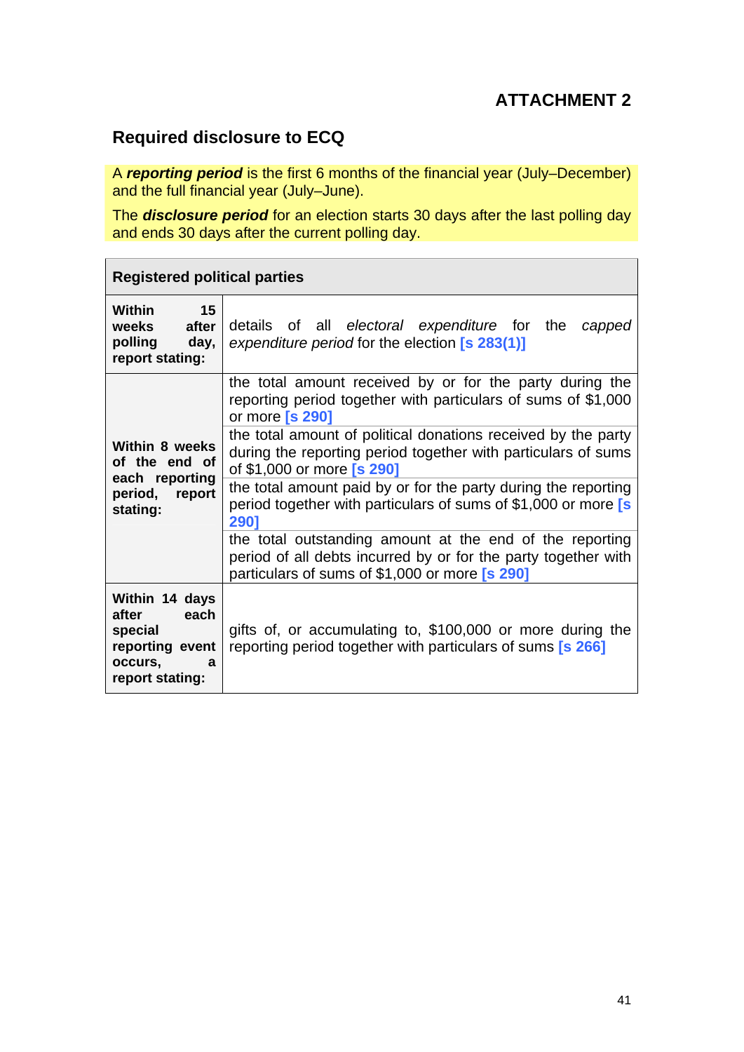**ATTACHMENT 2**

## Required disclosure to ECQ

A ***reporting period*** is the first 6 months of the financial year (July–December) and the full financial year (July–June).

The ***disclosure period*** for an election starts 30 days after the last polling day and ends 30 days after the current polling day.

| Registered political parties | |
|---|---|
| **Within 15 weeks after polling day, report stating:** | details of all *electoral expenditure* for the *capped expenditure period* for the election [s 283(1)] |
| **Within 8 weeks of the end of each reporting period, report stating:** | the total amount received by or for the party during the reporting period together with particulars of sums of $1,000 or more [s 290] |
| | the total amount of political donations received by the party during the reporting period together with particulars of sums of $1,000 or more [s 290] |
| | the total amount paid by or for the party during the reporting period together with particulars of sums of $1,000 or more [s 290] |
| | the total outstanding amount at the end of the reporting period of all debts incurred by or for the party together with particulars of sums of $1,000 or more [s 290] |
| **Within 14 days after each special reporting event occurs, a report stating:** | gifts of, or accumulating to, $100,000 or more during the reporting period together with particulars of sums [s 266] |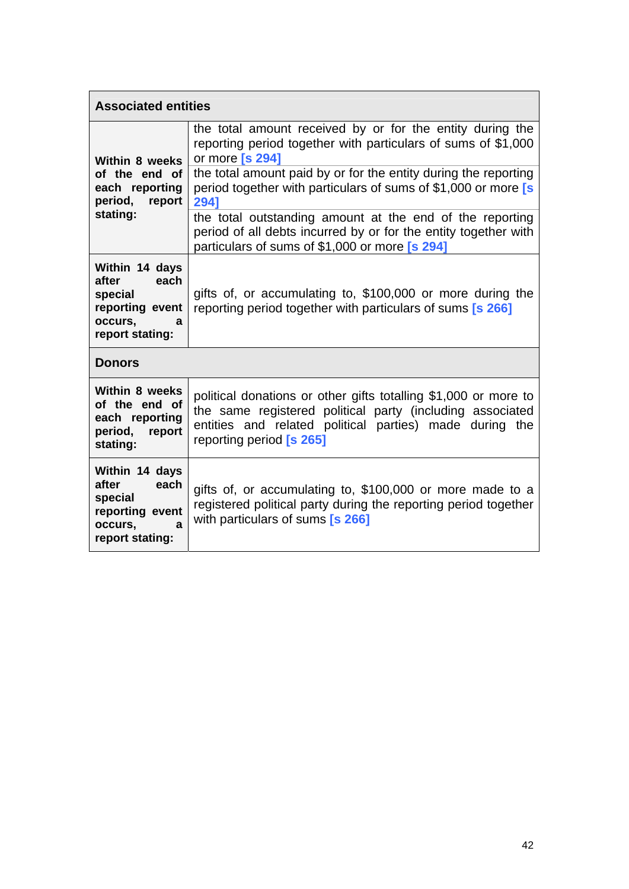| Associated entities | |
|---|---|
| **Within 8 weeks of the end of each reporting period, report stating:** | the total amount received by or for the entity during the reporting period together with particulars of sums of $1,000 or more [s 294] |
| | the total amount paid by or for the entity during the reporting period together with particulars of sums of $1,000 or more [s 294] |
| | the total outstanding amount at the end of the reporting period of all debts incurred by or for the entity together with particulars of sums of $1,000 or more [s 294] |
| **Within 14 days after each special reporting event occurs, a report stating:** | gifts of, or accumulating to, $100,000 or more during the reporting period together with particulars of sums [s 266] |
| **Donors** | |
| **Within 8 weeks of the end of each reporting period, report stating:** | political donations or other gifts totalling $1,000 or more to the same registered political party (including associated entities and related political parties) made during the reporting period [s 265] |
| **Within 14 days after each special reporting event occurs, a report stating:** | gifts of, or accumulating to, $100,000 or more made to a registered political party during the reporting period together with particulars of sums [s 266] |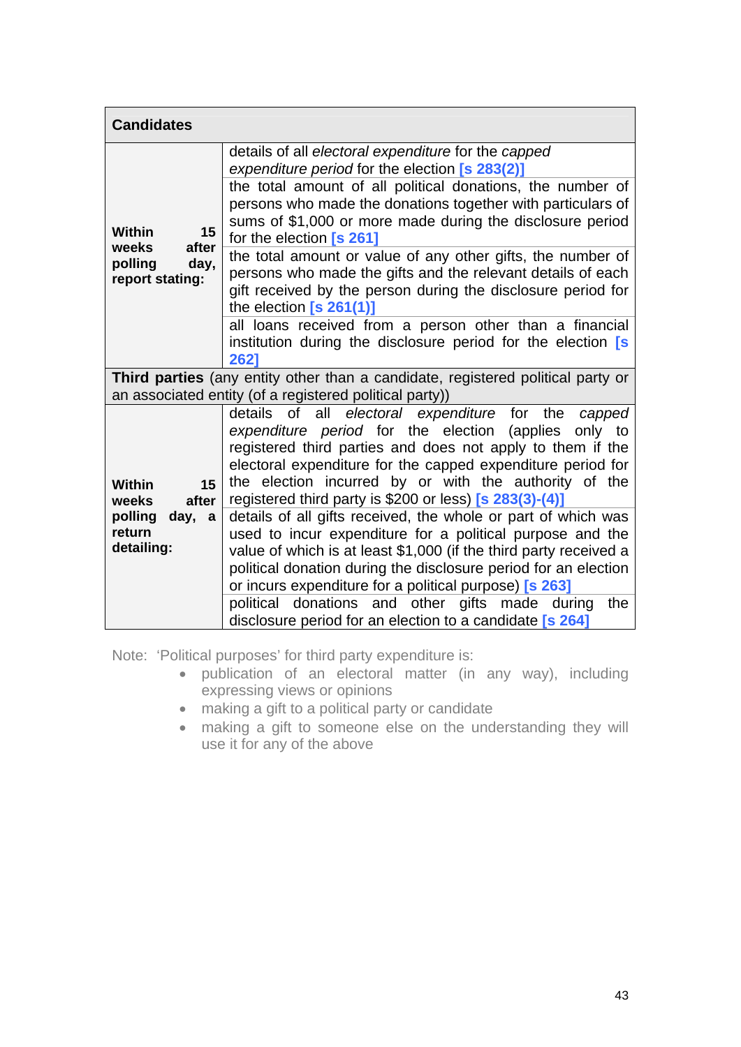| **Candidates** | |
|---|---|
| **Within 15 weeks after polling day, report stating:** | details of all *electoral expenditure* for the *capped expenditure period* for the election [s 283(2)] |
| | the total amount of all political donations, the number of persons who made the donations together with particulars of sums of $1,000 or more made during the disclosure period for the election [s 261] |
| | the total amount or value of any other gifts, the number of persons who made the gifts and the relevant details of each gift received by the person during the disclosure period for the election [s 261(1)] |
| | all loans received from a person other than a financial institution during the disclosure period for the election [s 262] |
| **Third parties** (any entity other than a candidate, registered political party or an associated entity (of a registered political party)) | |
| **Within 15 weeks after polling day, a return detailing:** | details of all *electoral expenditure* for the *capped expenditure period* for the election (applies only to registered third parties and does not apply to them if the electoral expenditure for the capped expenditure period for the election incurred by or with the authority of the registered third party is $200 or less) [s 283(3)-(4)] |
| | details of all gifts received, the whole or part of which was used to incur expenditure for a political purpose and the value of which is at least $1,000 (if the third party received a political donation during the disclosure period for an election or incurs expenditure for a political purpose) [s 263] |
| | political donations and other gifts made during the disclosure period for an election to a candidate [s 264] |

Note: 'Political purposes' for third party expenditure is:

- publication of an electoral matter (in any way), including expressing views or opinions
- making a gift to a political party or candidate
- making a gift to someone else on the understanding they will use it for any of the above